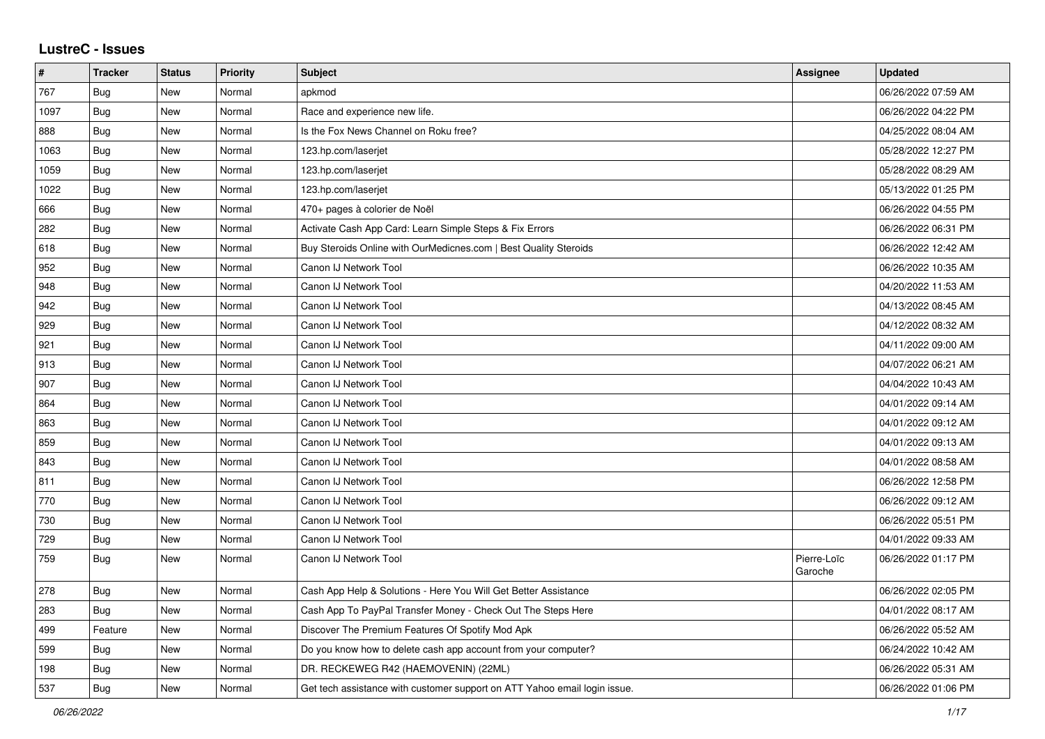# LustreC - Issues

| # | Tracker | Status | Priority | Subject | Assignee | Updated |
|---|---|---|---|---|---|---|
| 767 | Bug | New | Normal | apkmod | | 06/26/2022 07:59 AM |
| 1097 | Bug | New | Normal | Race and experience new life. | | 06/26/2022 04:22 PM |
| 888 | Bug | New | Normal | Is the Fox News Channel on Roku free? | | 04/25/2022 08:04 AM |
| 1063 | Bug | New | Normal | 123.hp.com/laserjet | | 05/28/2022 12:27 PM |
| 1059 | Bug | New | Normal | 123.hp.com/laserjet | | 05/28/2022 08:29 AM |
| 1022 | Bug | New | Normal | 123.hp.com/laserjet | | 05/13/2022 01:25 PM |
| 666 | Bug | New | Normal | 470+ pages à colorier de Noël | | 06/26/2022 04:55 PM |
| 282 | Bug | New | Normal | Activate Cash App Card: Learn Simple Steps & Fix Errors | | 06/26/2022 06:31 PM |
| 618 | Bug | New | Normal | Buy Steroids Online with OurMedicnes.com \| Best Quality Steroids | | 06/26/2022 12:42 AM |
| 952 | Bug | New | Normal | Canon IJ Network Tool | | 06/26/2022 10:35 AM |
| 948 | Bug | New | Normal | Canon IJ Network Tool | | 04/20/2022 11:53 AM |
| 942 | Bug | New | Normal | Canon IJ Network Tool | | 04/13/2022 08:45 AM |
| 929 | Bug | New | Normal | Canon IJ Network Tool | | 04/12/2022 08:32 AM |
| 921 | Bug | New | Normal | Canon IJ Network Tool | | 04/11/2022 09:00 AM |
| 913 | Bug | New | Normal | Canon IJ Network Tool | | 04/07/2022 06:21 AM |
| 907 | Bug | New | Normal | Canon IJ Network Tool | | 04/04/2022 10:43 AM |
| 864 | Bug | New | Normal | Canon IJ Network Tool | | 04/01/2022 09:14 AM |
| 863 | Bug | New | Normal | Canon IJ Network Tool | | 04/01/2022 09:12 AM |
| 859 | Bug | New | Normal | Canon IJ Network Tool | | 04/01/2022 09:13 AM |
| 843 | Bug | New | Normal | Canon IJ Network Tool | | 04/01/2022 08:58 AM |
| 811 | Bug | New | Normal | Canon IJ Network Tool | | 06/26/2022 12:58 PM |
| 770 | Bug | New | Normal | Canon IJ Network Tool | | 06/26/2022 09:12 AM |
| 730 | Bug | New | Normal | Canon IJ Network Tool | | 06/26/2022 05:51 PM |
| 729 | Bug | New | Normal | Canon IJ Network Tool | | 04/01/2022 09:33 AM |
| 759 | Bug | New | Normal | Canon IJ Network Tool | Pierre-Loïc Garoche | 06/26/2022 01:17 PM |
| 278 | Bug | New | Normal | Cash App Help & Solutions - Here You Will Get Better Assistance | | 06/26/2022 02:05 PM |
| 283 | Bug | New | Normal | Cash App To PayPal Transfer Money - Check Out The Steps Here | | 04/01/2022 08:17 AM |
| 499 | Feature | New | Normal | Discover The Premium Features Of Spotify Mod Apk | | 06/26/2022 05:52 AM |
| 599 | Bug | New | Normal | Do you know how to delete cash app account from your computer? | | 06/24/2022 10:42 AM |
| 198 | Bug | New | Normal | DR. RECKEWEG R42 (HAEMOVENIN) (22ML) | | 06/26/2022 05:31 AM |
| 537 | Bug | New | Normal | Get tech assistance with customer support on ATT Yahoo email login issue. | | 06/26/2022 01:06 PM |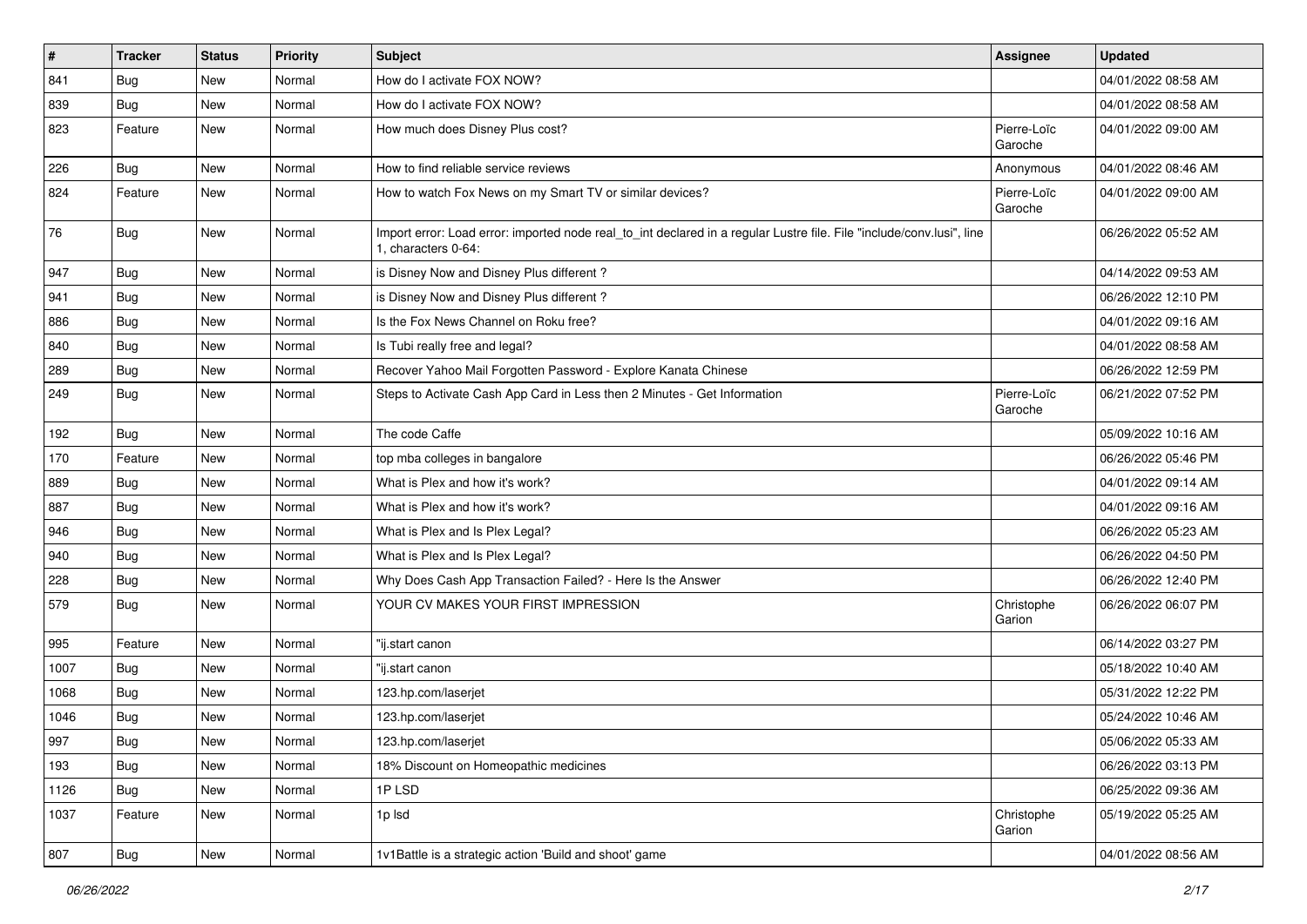| # | Tracker | Status | Priority | Subject | Assignee | Updated |
|---|---|---|---|---|---|---|
| 841 | Bug | New | Normal | How do I activate FOX NOW? | | 04/01/2022 08:58 AM |
| 839 | Bug | New | Normal | How do I activate FOX NOW? | | 04/01/2022 08:58 AM |
| 823 | Feature | New | Normal | How much does Disney Plus cost? | Pierre-Loïc Garoche | 04/01/2022 09:00 AM |
| 226 | Bug | New | Normal | How to find reliable service reviews | Anonymous | 04/01/2022 08:46 AM |
| 824 | Feature | New | Normal | How to watch Fox News on my Smart TV or similar devices? | Pierre-Loïc Garoche | 04/01/2022 09:00 AM |
| 76 | Bug | New | Normal | Import error: Load error: imported node real_to_int declared in a regular Lustre file. File "include/conv.lusi", line 1, characters 0-64: | | 06/26/2022 05:52 AM |
| 947 | Bug | New | Normal | is Disney Now and Disney Plus different ? | | 04/14/2022 09:53 AM |
| 941 | Bug | New | Normal | is Disney Now and Disney Plus different ? | | 06/26/2022 12:10 PM |
| 886 | Bug | New | Normal | Is the Fox News Channel on Roku free? | | 04/01/2022 09:16 AM |
| 840 | Bug | New | Normal | Is Tubi really free and legal? | | 04/01/2022 08:58 AM |
| 289 | Bug | New | Normal | Recover Yahoo Mail Forgotten Password - Explore Kanata Chinese | | 06/26/2022 12:59 PM |
| 249 | Bug | New | Normal | Steps to Activate Cash App Card in Less then 2 Minutes - Get Information | Pierre-Loïc Garoche | 06/21/2022 07:52 PM |
| 192 | Bug | New | Normal | The code Caffe | | 05/09/2022 10:16 AM |
| 170 | Feature | New | Normal | top mba colleges in bangalore | | 06/26/2022 05:46 PM |
| 889 | Bug | New | Normal | What is Plex and how it's work? | | 04/01/2022 09:14 AM |
| 887 | Bug | New | Normal | What is Plex and how it's work? | | 04/01/2022 09:16 AM |
| 946 | Bug | New | Normal | What is Plex and Is Plex Legal? | | 06/26/2022 05:23 AM |
| 940 | Bug | New | Normal | What is Plex and Is Plex Legal? | | 06/26/2022 04:50 PM |
| 228 | Bug | New | Normal | Why Does Cash App Transaction Failed? - Here Is the Answer | | 06/26/2022 12:40 PM |
| 579 | Bug | New | Normal | YOUR CV MAKES YOUR FIRST IMPRESSION | Christophe Garion | 06/26/2022 06:07 PM |
| 995 | Feature | New | Normal | "ij.start canon | | 06/14/2022 03:27 PM |
| 1007 | Bug | New | Normal | "ij.start canon | | 05/18/2022 10:40 AM |
| 1068 | Bug | New | Normal | 123.hp.com/laserjet | | 05/31/2022 12:22 PM |
| 1046 | Bug | New | Normal | 123.hp.com/laserjet | | 05/24/2022 10:46 AM |
| 997 | Bug | New | Normal | 123.hp.com/laserjet | | 05/06/2022 05:33 AM |
| 193 | Bug | New | Normal | 18% Discount on Homeopathic medicines | | 06/26/2022 03:13 PM |
| 1126 | Bug | New | Normal | 1P LSD | | 06/25/2022 09:36 AM |
| 1037 | Feature | New | Normal | 1p lsd | Christophe Garion | 05/19/2022 05:25 AM |
| 807 | Bug | New | Normal | 1v1Battle is a strategic action 'Build and shoot' game | | 04/01/2022 08:56 AM |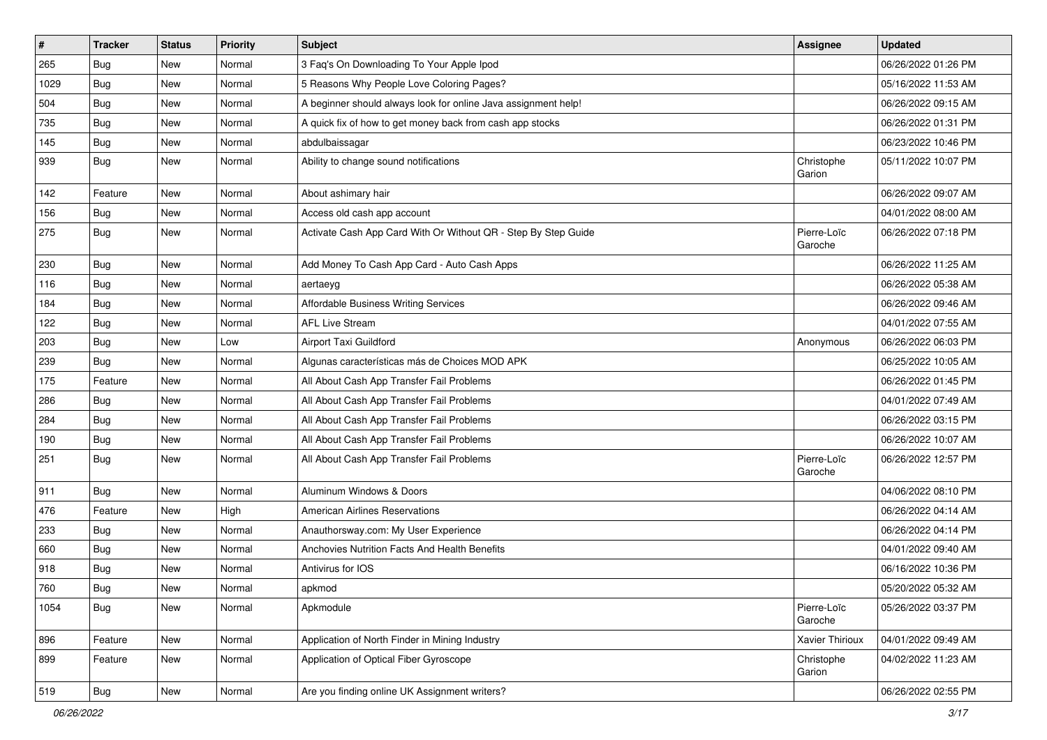| # | Tracker | Status | Priority | Subject | Assignee | Updated |
|---|---|---|---|---|---|---|
| 265 | Bug | New | Normal | 3 Faq's On Downloading To Your Apple Ipod | | 06/26/2022 01:26 PM |
| 1029 | Bug | New | Normal | 5 Reasons Why People Love Coloring Pages? | | 05/16/2022 11:53 AM |
| 504 | Bug | New | Normal | A beginner should always look for online Java assignment help! | | 06/26/2022 09:15 AM |
| 735 | Bug | New | Normal | A quick fix of how to get money back from cash app stocks | | 06/26/2022 01:31 PM |
| 145 | Bug | New | Normal | abdulbaissagar | | 06/23/2022 10:46 PM |
| 939 | Bug | New | Normal | Ability to change sound notifications | Christophe Garion | 05/11/2022 10:07 PM |
| 142 | Feature | New | Normal | About ashimary hair | | 06/26/2022 09:07 AM |
| 156 | Bug | New | Normal | Access old cash app account | | 04/01/2022 08:00 AM |
| 275 | Bug | New | Normal | Activate Cash App Card With Or Without QR - Step By Step Guide | Pierre-Loïc Garoche | 06/26/2022 07:18 PM |
| 230 | Bug | New | Normal | Add Money To Cash App Card - Auto Cash Apps | | 06/26/2022 11:25 AM |
| 116 | Bug | New | Normal | aertaeyg | | 06/26/2022 05:38 AM |
| 184 | Bug | New | Normal | Affordable Business Writing Services | | 06/26/2022 09:46 AM |
| 122 | Bug | New | Normal | AFL Live Stream | | 04/01/2022 07:55 AM |
| 203 | Bug | New | Low | Airport Taxi Guildford | Anonymous | 06/26/2022 06:03 PM |
| 239 | Bug | New | Normal | Algunas características más de Choices MOD APK | | 06/25/2022 10:05 AM |
| 175 | Feature | New | Normal | All About Cash App Transfer Fail Problems | | 06/26/2022 01:45 PM |
| 286 | Bug | New | Normal | All About Cash App Transfer Fail Problems | | 04/01/2022 07:49 AM |
| 284 | Bug | New | Normal | All About Cash App Transfer Fail Problems | | 06/26/2022 03:15 PM |
| 190 | Bug | New | Normal | All About Cash App Transfer Fail Problems | | 06/26/2022 10:07 AM |
| 251 | Bug | New | Normal | All About Cash App Transfer Fail Problems | Pierre-Loïc Garoche | 06/26/2022 12:57 PM |
| 911 | Bug | New | Normal | Aluminum Windows & Doors | | 04/06/2022 08:10 PM |
| 476 | Feature | New | High | American Airlines Reservations | | 06/26/2022 04:14 AM |
| 233 | Bug | New | Normal | Anauthorsway.com: My User Experience | | 06/26/2022 04:14 PM |
| 660 | Bug | New | Normal | Anchovies Nutrition Facts And Health Benefits | | 04/01/2022 09:40 AM |
| 918 | Bug | New | Normal | Antivirus for IOS | | 06/16/2022 10:36 PM |
| 760 | Bug | New | Normal | apkmod | | 05/20/2022 05:32 AM |
| 1054 | Bug | New | Normal | Apkmodule | Pierre-Loïc Garoche | 05/26/2022 03:37 PM |
| 896 | Feature | New | Normal | Application of North Finder in Mining Industry | Xavier Thirioux | 04/01/2022 09:49 AM |
| 899 | Feature | New | Normal | Application of Optical Fiber Gyroscope | Christophe Garion | 04/02/2022 11:23 AM |
| 519 | Bug | New | Normal | Are you finding online UK Assignment writers? | | 06/26/2022 02:55 PM |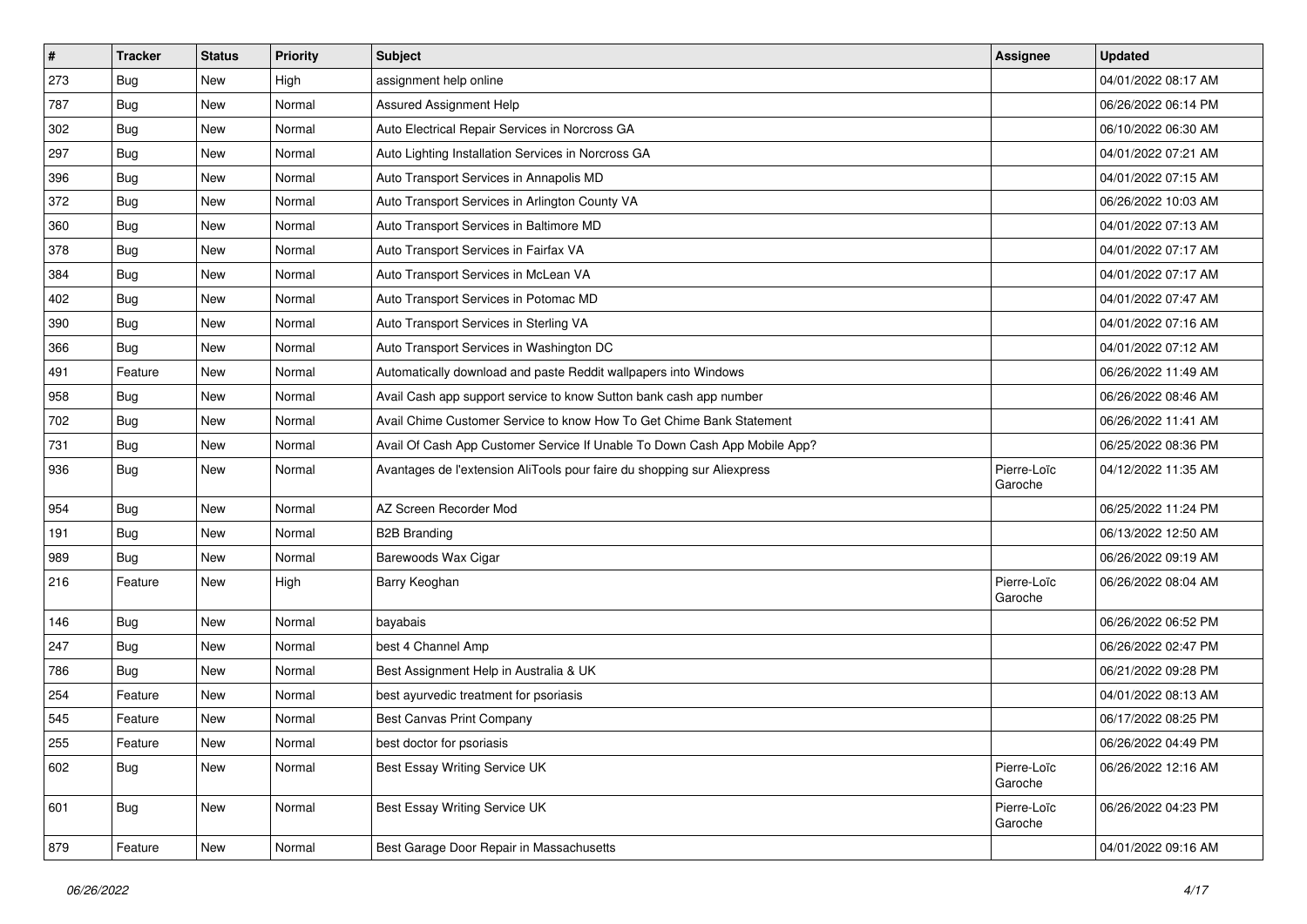| # | Tracker | Status | Priority | Subject | Assignee | Updated |
|---|---|---|---|---|---|---|
| 273 | Bug | New | High | assignment help online | | 04/01/2022 08:17 AM |
| 787 | Bug | New | Normal | Assured Assignment Help | | 06/26/2022 06:14 PM |
| 302 | Bug | New | Normal | Auto Electrical Repair Services in Norcross GA | | 06/10/2022 06:30 AM |
| 297 | Bug | New | Normal | Auto Lighting Installation Services in Norcross GA | | 04/01/2022 07:21 AM |
| 396 | Bug | New | Normal | Auto Transport Services in Annapolis MD | | 04/01/2022 07:15 AM |
| 372 | Bug | New | Normal | Auto Transport Services in Arlington County VA | | 06/26/2022 10:03 AM |
| 360 | Bug | New | Normal | Auto Transport Services in Baltimore MD | | 04/01/2022 07:13 AM |
| 378 | Bug | New | Normal | Auto Transport Services in Fairfax VA | | 04/01/2022 07:17 AM |
| 384 | Bug | New | Normal | Auto Transport Services in McLean VA | | 04/01/2022 07:17 AM |
| 402 | Bug | New | Normal | Auto Transport Services in Potomac MD | | 04/01/2022 07:47 AM |
| 390 | Bug | New | Normal | Auto Transport Services in Sterling VA | | 04/01/2022 07:16 AM |
| 366 | Bug | New | Normal | Auto Transport Services in Washington DC | | 04/01/2022 07:12 AM |
| 491 | Feature | New | Normal | Automatically download and paste Reddit wallpapers into Windows | | 06/26/2022 11:49 AM |
| 958 | Bug | New | Normal | Avail Cash app support service to know Sutton bank cash app number | | 06/26/2022 08:46 AM |
| 702 | Bug | New | Normal | Avail Chime Customer Service to know How To Get Chime Bank Statement | | 06/26/2022 11:41 AM |
| 731 | Bug | New | Normal | Avail Of Cash App Customer Service If Unable To Down Cash App Mobile App? | | 06/25/2022 08:36 PM |
| 936 | Bug | New | Normal | Avantages de l'extension AliTools pour faire du shopping sur Aliexpress | Pierre-Loïc Garoche | 04/12/2022 11:35 AM |
| 954 | Bug | New | Normal | AZ Screen Recorder Mod | | 06/25/2022 11:24 PM |
| 191 | Bug | New | Normal | B2B Branding | | 06/13/2022 12:50 AM |
| 989 | Bug | New | Normal | Barewoods Wax Cigar | | 06/26/2022 09:19 AM |
| 216 | Feature | New | High | Barry Keoghan | Pierre-Loïc Garoche | 06/26/2022 08:04 AM |
| 146 | Bug | New | Normal | bayabais | | 06/26/2022 06:52 PM |
| 247 | Bug | New | Normal | best 4 Channel Amp | | 06/26/2022 02:47 PM |
| 786 | Bug | New | Normal | Best Assignment Help in Australia & UK | | 06/21/2022 09:28 PM |
| 254 | Feature | New | Normal | best ayurvedic treatment for psoriasis | | 04/01/2022 08:13 AM |
| 545 | Feature | New | Normal | Best Canvas Print Company | | 06/17/2022 08:25 PM |
| 255 | Feature | New | Normal | best doctor for psoriasis | | 06/26/2022 04:49 PM |
| 602 | Bug | New | Normal | Best Essay Writing Service UK | Pierre-Loïc Garoche | 06/26/2022 12:16 AM |
| 601 | Bug | New | Normal | Best Essay Writing Service UK | Pierre-Loïc Garoche | 06/26/2022 04:23 PM |
| 879 | Feature | New | Normal | Best Garage Door Repair in Massachusetts | | 04/01/2022 09:16 AM |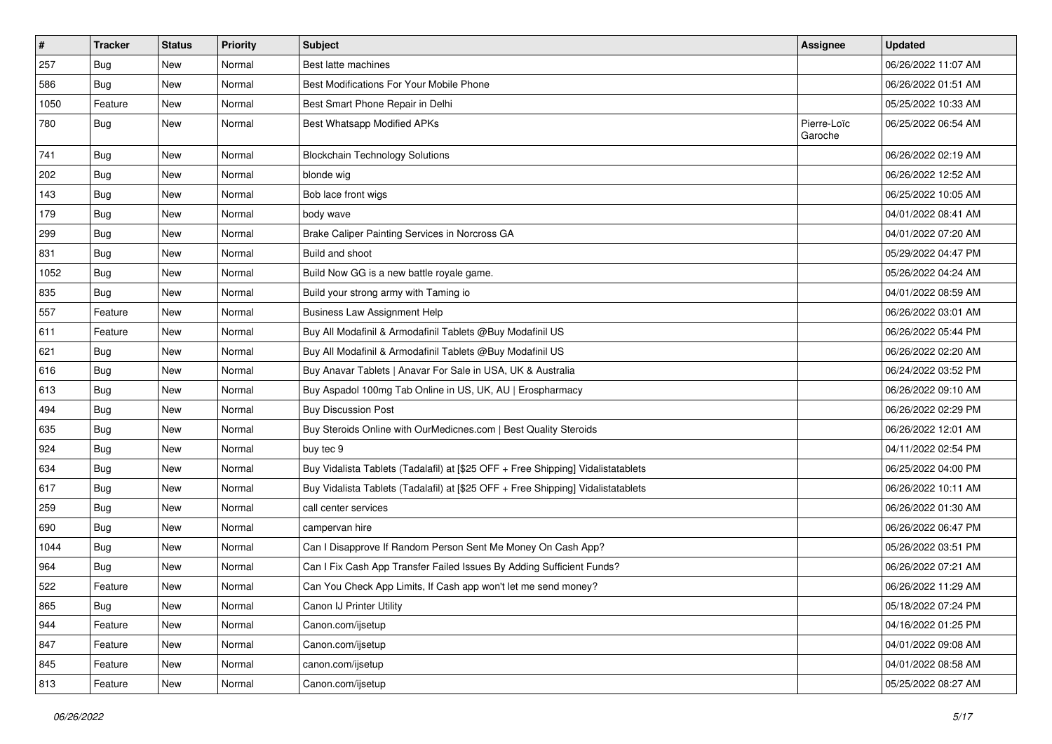| # | Tracker | Status | Priority | Subject | Assignee | Updated |
| --- | --- | --- | --- | --- | --- | --- |
| 257 | Bug | New | Normal | Best latte machines | | 06/26/2022 11:07 AM |
| 586 | Bug | New | Normal | Best Modifications For Your Mobile Phone | | 06/26/2022 01:51 AM |
| 1050 | Feature | New | Normal | Best Smart Phone Repair in Delhi | | 05/25/2022 10:33 AM |
| 780 | Bug | New | Normal | Best Whatsapp Modified APKs | Pierre-Loïc Garoche | 06/25/2022 06:54 AM |
| 741 | Bug | New | Normal | Blockchain Technology Solutions | | 06/26/2022 02:19 AM |
| 202 | Bug | New | Normal | blonde wig | | 06/26/2022 12:52 AM |
| 143 | Bug | New | Normal | Bob lace front wigs | | 06/25/2022 10:05 AM |
| 179 | Bug | New | Normal | body wave | | 04/01/2022 08:41 AM |
| 299 | Bug | New | Normal | Brake Caliper Painting Services in Norcross GA | | 04/01/2022 07:20 AM |
| 831 | Bug | New | Normal | Build and shoot | | 05/29/2022 04:47 PM |
| 1052 | Bug | New | Normal | Build Now GG is a new battle royale game. | | 05/26/2022 04:24 AM |
| 835 | Bug | New | Normal | Build your strong army with Taming io | | 04/01/2022 08:59 AM |
| 557 | Feature | New | Normal | Business Law Assignment Help | | 06/26/2022 03:01 AM |
| 611 | Feature | New | Normal | Buy All Modafinil & Armodafinil Tablets @Buy Modafinil US | | 06/26/2022 05:44 PM |
| 621 | Bug | New | Normal | Buy All Modafinil & Armodafinil Tablets @Buy Modafinil US | | 06/26/2022 02:20 AM |
| 616 | Bug | New | Normal | Buy Anavar Tablets \| Anavar For Sale in USA, UK & Australia | | 06/24/2022 03:52 PM |
| 613 | Bug | New | Normal | Buy Aspadol 100mg Tab Online in US, UK, AU \| Erospharmacy | | 06/26/2022 09:10 AM |
| 494 | Bug | New | Normal | Buy Discussion Post | | 06/26/2022 02:29 PM |
| 635 | Bug | New | Normal | Buy Steroids Online with OurMedicnes.com \| Best Quality Steroids | | 06/26/2022 12:01 AM |
| 924 | Bug | New | Normal | buy tec 9 | | 04/11/2022 02:54 PM |
| 634 | Bug | New | Normal | Buy Vidalista Tablets (Tadalafil) at [$25 OFF + Free Shipping] Vidalistatablets | | 06/25/2022 04:00 PM |
| 617 | Bug | New | Normal | Buy Vidalista Tablets (Tadalafil) at [$25 OFF + Free Shipping] Vidalistatablets | | 06/26/2022 10:11 AM |
| 259 | Bug | New | Normal | call center services | | 06/26/2022 01:30 AM |
| 690 | Bug | New | Normal | campervan hire | | 06/26/2022 06:47 PM |
| 1044 | Bug | New | Normal | Can I Disapprove If Random Person Sent Me Money On Cash App? | | 05/26/2022 03:51 PM |
| 964 | Bug | New | Normal | Can I Fix Cash App Transfer Failed Issues By Adding Sufficient Funds? | | 06/26/2022 07:21 AM |
| 522 | Feature | New | Normal | Can You Check App Limits, If Cash app won't let me send money? | | 06/26/2022 11:29 AM |
| 865 | Bug | New | Normal | Canon IJ Printer Utility | | 05/18/2022 07:24 PM |
| 944 | Feature | New | Normal | Canon.com/ijsetup | | 04/16/2022 01:25 PM |
| 847 | Feature | New | Normal | Canon.com/ijsetup | | 04/01/2022 09:08 AM |
| 845 | Feature | New | Normal | canon.com/ijsetup | | 04/01/2022 08:58 AM |
| 813 | Feature | New | Normal | Canon.com/ijsetup | | 05/25/2022 08:27 AM |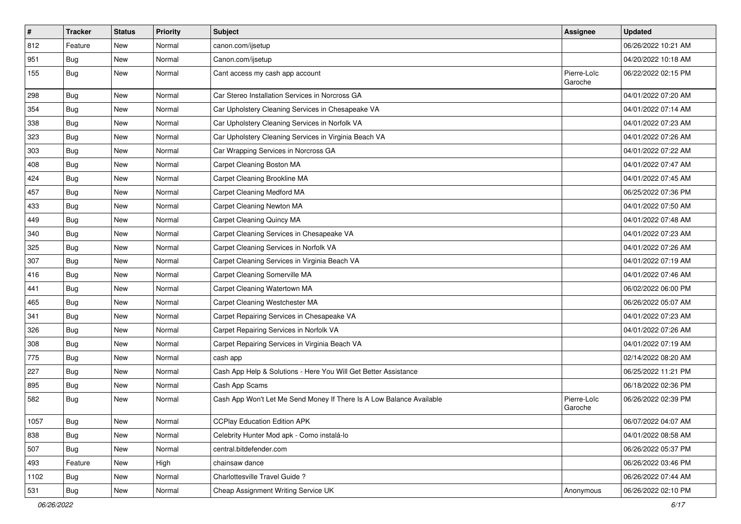| # | Tracker | Status | Priority | Subject | Assignee | Updated |
|---|---|---|---|---|---|---|
| 812 | Feature | New | Normal | canon.com/ijsetup | | 06/26/2022 10:21 AM |
| 951 | Bug | New | Normal | Canon.com/ijsetup | | 04/20/2022 10:18 AM |
| 155 | Bug | New | Normal | Cant access my cash app account | Pierre-Loïc Garoche | 06/22/2022 02:15 PM |
| 298 | Bug | New | Normal | Car Stereo Installation Services in Norcross GA | | 04/01/2022 07:20 AM |
| 354 | Bug | New | Normal | Car Upholstery Cleaning Services in Chesapeake VA | | 04/01/2022 07:14 AM |
| 338 | Bug | New | Normal | Car Upholstery Cleaning Services in Norfolk VA | | 04/01/2022 07:23 AM |
| 323 | Bug | New | Normal | Car Upholstery Cleaning Services in Virginia Beach VA | | 04/01/2022 07:26 AM |
| 303 | Bug | New | Normal | Car Wrapping Services in Norcross GA | | 04/01/2022 07:22 AM |
| 408 | Bug | New | Normal | Carpet Cleaning Boston MA | | 04/01/2022 07:47 AM |
| 424 | Bug | New | Normal | Carpet Cleaning Brookline MA | | 04/01/2022 07:45 AM |
| 457 | Bug | New | Normal | Carpet Cleaning Medford MA | | 06/25/2022 07:36 PM |
| 433 | Bug | New | Normal | Carpet Cleaning Newton MA | | 04/01/2022 07:50 AM |
| 449 | Bug | New | Normal | Carpet Cleaning Quincy MA | | 04/01/2022 07:48 AM |
| 340 | Bug | New | Normal | Carpet Cleaning Services in Chesapeake VA | | 04/01/2022 07:23 AM |
| 325 | Bug | New | Normal | Carpet Cleaning Services in Norfolk VA | | 04/01/2022 07:26 AM |
| 307 | Bug | New | Normal | Carpet Cleaning Services in Virginia Beach VA | | 04/01/2022 07:19 AM |
| 416 | Bug | New | Normal | Carpet Cleaning Somerville MA | | 04/01/2022 07:46 AM |
| 441 | Bug | New | Normal | Carpet Cleaning Watertown MA | | 06/02/2022 06:00 PM |
| 465 | Bug | New | Normal | Carpet Cleaning Westchester MA | | 06/26/2022 05:07 AM |
| 341 | Bug | New | Normal | Carpet Repairing Services in Chesapeake VA | | 04/01/2022 07:23 AM |
| 326 | Bug | New | Normal | Carpet Repairing Services in Norfolk VA | | 04/01/2022 07:26 AM |
| 308 | Bug | New | Normal | Carpet Repairing Services in Virginia Beach VA | | 04/01/2022 07:19 AM |
| 775 | Bug | New | Normal | cash app | | 02/14/2022 08:20 AM |
| 227 | Bug | New | Normal | Cash App Help & Solutions - Here You Will Get Better Assistance | | 06/25/2022 11:21 PM |
| 895 | Bug | New | Normal | Cash App Scams | | 06/18/2022 02:36 PM |
| 582 | Bug | New | Normal | Cash App Won't Let Me Send Money If There Is A Low Balance Available | Pierre-Loïc Garoche | 06/26/2022 02:39 PM |
| 1057 | Bug | New | Normal | CCPlay Education Edition APK | | 06/07/2022 04:07 AM |
| 838 | Bug | New | Normal | Celebrity Hunter Mod apk - Como instalá-lo | | 04/01/2022 08:58 AM |
| 507 | Bug | New | Normal | central.bitdefender.com | | 06/26/2022 05:37 PM |
| 493 | Feature | New | High | chainsaw dance | | 06/26/2022 03:46 PM |
| 1102 | Bug | New | Normal | Charlottesville Travel Guide ? | | 06/26/2022 07:44 AM |
| 531 | Bug | New | Normal | Cheap Assignment Writing Service UK | Anonymous | 06/26/2022 02:10 PM |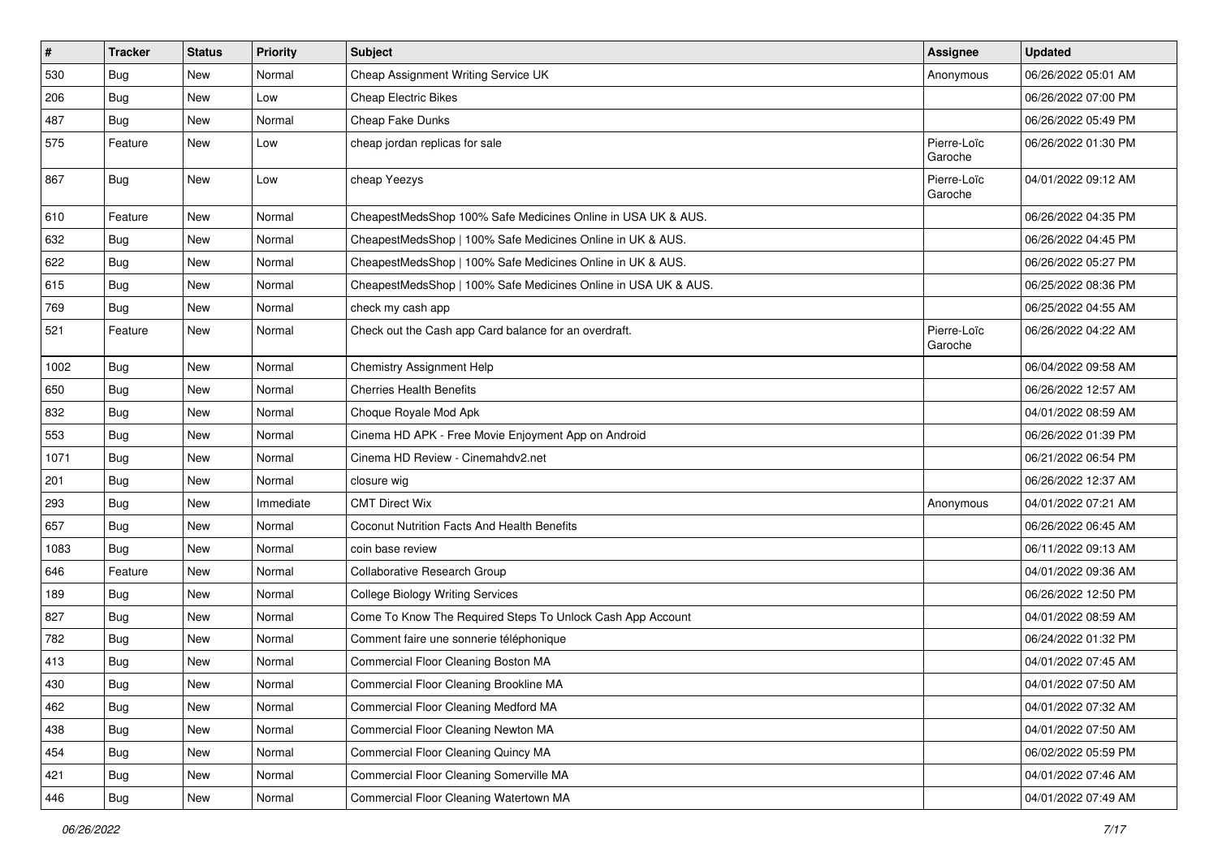| # | Tracker | Status | Priority | Subject | Assignee | Updated |
|---|---|---|---|---|---|---|
| 530 | Bug | New | Normal | Cheap Assignment Writing Service UK | Anonymous | 06/26/2022 05:01 AM |
| 206 | Bug | New | Low | Cheap Electric Bikes | | 06/26/2022 07:00 PM |
| 487 | Bug | New | Normal | Cheap Fake Dunks | | 06/26/2022 05:49 PM |
| 575 | Feature | New | Low | cheap jordan replicas for sale | Pierre-Loïc Garoche | 06/26/2022 01:30 PM |
| 867 | Bug | New | Low | cheap Yeezys | Pierre-Loïc Garoche | 04/01/2022 09:12 AM |
| 610 | Feature | New | Normal | CheapestMedsShop 100% Safe Medicines Online in USA UK & AUS. | | 06/26/2022 04:35 PM |
| 632 | Bug | New | Normal | CheapestMedsShop \| 100% Safe Medicines Online in UK & AUS. | | 06/26/2022 04:45 PM |
| 622 | Bug | New | Normal | CheapestMedsShop \| 100% Safe Medicines Online in UK & AUS. | | 06/26/2022 05:27 PM |
| 615 | Bug | New | Normal | CheapestMedsShop \| 100% Safe Medicines Online in USA UK & AUS. | | 06/25/2022 08:36 PM |
| 769 | Bug | New | Normal | check my cash app | | 06/25/2022 04:55 AM |
| 521 | Feature | New | Normal | Check out the Cash app Card balance for an overdraft. | Pierre-Loïc Garoche | 06/26/2022 04:22 AM |
| 1002 | Bug | New | Normal | Chemistry Assignment Help | | 06/04/2022 09:58 AM |
| 650 | Bug | New | Normal | Cherries Health Benefits | | 06/26/2022 12:57 AM |
| 832 | Bug | New | Normal | Choque Royale Mod Apk | | 04/01/2022 08:59 AM |
| 553 | Bug | New | Normal | Cinema HD APK - Free Movie Enjoyment App on Android | | 06/26/2022 01:39 PM |
| 1071 | Bug | New | Normal | Cinema HD Review - Cinemahdv2.net | | 06/21/2022 06:54 PM |
| 201 | Bug | New | Normal | closure wig | | 06/26/2022 12:37 AM |
| 293 | Bug | New | Immediate | CMT Direct Wix | Anonymous | 04/01/2022 07:21 AM |
| 657 | Bug | New | Normal | Coconut Nutrition Facts And Health Benefits | | 06/26/2022 06:45 AM |
| 1083 | Bug | New | Normal | coin base review | | 06/11/2022 09:13 AM |
| 646 | Feature | New | Normal | Collaborative Research Group | | 04/01/2022 09:36 AM |
| 189 | Bug | New | Normal | College Biology Writing Services | | 06/26/2022 12:50 PM |
| 827 | Bug | New | Normal | Come To Know The Required Steps To Unlock Cash App Account | | 04/01/2022 08:59 AM |
| 782 | Bug | New | Normal | Comment faire une sonnerie téléphonique | | 06/24/2022 01:32 PM |
| 413 | Bug | New | Normal | Commercial Floor Cleaning Boston MA | | 04/01/2022 07:45 AM |
| 430 | Bug | New | Normal | Commercial Floor Cleaning Brookline MA | | 04/01/2022 07:50 AM |
| 462 | Bug | New | Normal | Commercial Floor Cleaning Medford MA | | 04/01/2022 07:32 AM |
| 438 | Bug | New | Normal | Commercial Floor Cleaning Newton MA | | 04/01/2022 07:50 AM |
| 454 | Bug | New | Normal | Commercial Floor Cleaning Quincy MA | | 06/02/2022 05:59 PM |
| 421 | Bug | New | Normal | Commercial Floor Cleaning Somerville MA | | 04/01/2022 07:46 AM |
| 446 | Bug | New | Normal | Commercial Floor Cleaning Watertown MA | | 04/01/2022 07:49 AM |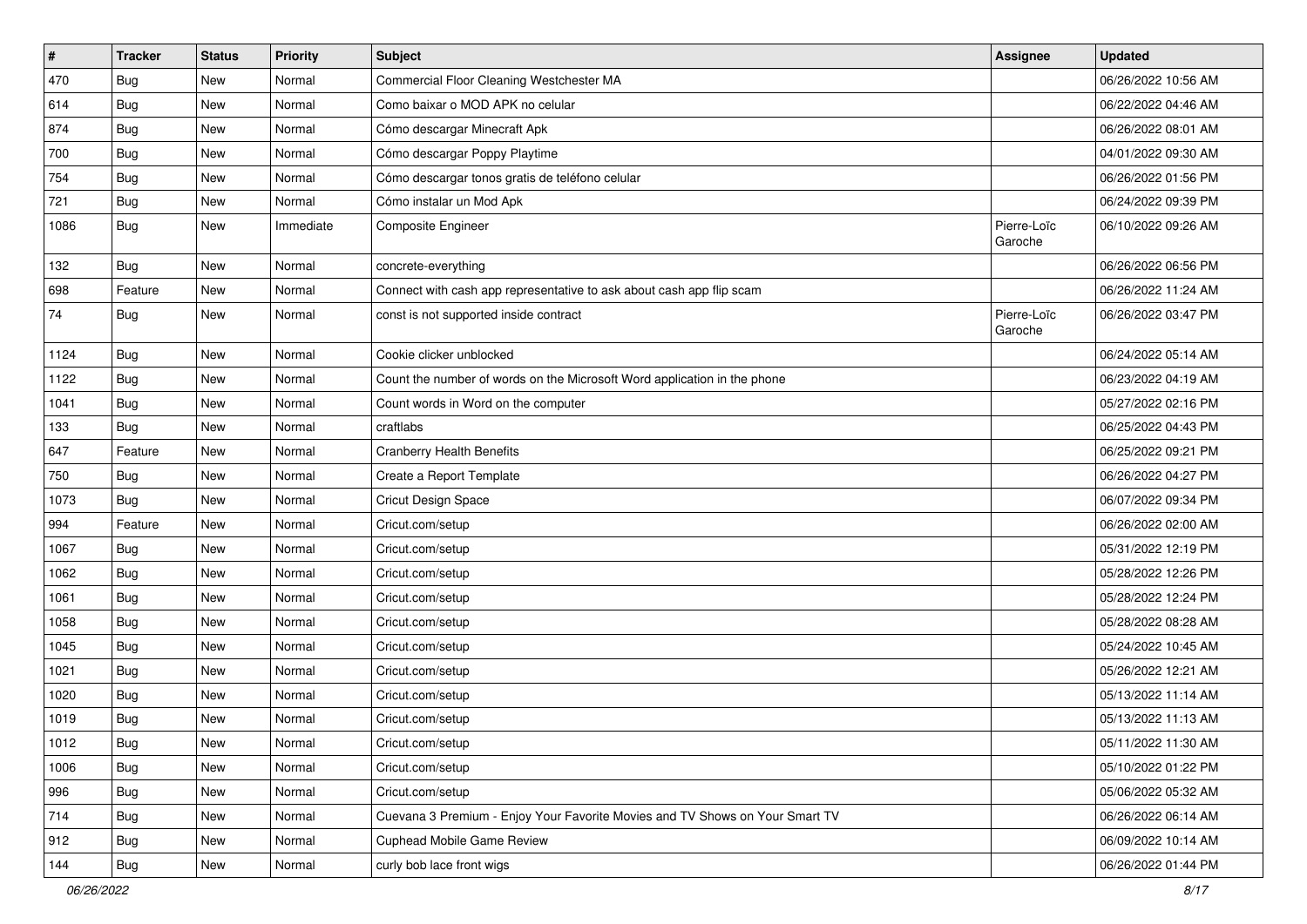| # | Tracker | Status | Priority | Subject | Assignee | Updated |
|---|---|---|---|---|---|---|
| 470 | Bug | New | Normal | Commercial Floor Cleaning Westchester MA | | 06/26/2022 10:56 AM |
| 614 | Bug | New | Normal | Como baixar o MOD APK no celular | | 06/22/2022 04:46 AM |
| 874 | Bug | New | Normal | Cómo descargar Minecraft Apk | | 06/26/2022 08:01 AM |
| 700 | Bug | New | Normal | Cómo descargar Poppy Playtime | | 04/01/2022 09:30 AM |
| 754 | Bug | New | Normal | Cómo descargar tonos gratis de teléfono celular | | 06/26/2022 01:56 PM |
| 721 | Bug | New | Normal | Cómo instalar un Mod Apk | | 06/24/2022 09:39 PM |
| 1086 | Bug | New | Immediate | Composite Engineer | Pierre-Loïc Garoche | 06/10/2022 09:26 AM |
| 132 | Bug | New | Normal | concrete-everything | | 06/26/2022 06:56 PM |
| 698 | Feature | New | Normal | Connect with cash app representative to ask about cash app flip scam | | 06/26/2022 11:24 AM |
| 74 | Bug | New | Normal | const is not supported inside contract | Pierre-Loïc Garoche | 06/26/2022 03:47 PM |
| 1124 | Bug | New | Normal | Cookie clicker unblocked | | 06/24/2022 05:14 AM |
| 1122 | Bug | New | Normal | Count the number of words on the Microsoft Word application in the phone | | 06/23/2022 04:19 AM |
| 1041 | Bug | New | Normal | Count words in Word on the computer | | 05/27/2022 02:16 PM |
| 133 | Bug | New | Normal | craftlabs | | 06/25/2022 04:43 PM |
| 647 | Feature | New | Normal | Cranberry Health Benefits | | 06/25/2022 09:21 PM |
| 750 | Bug | New | Normal | Create a Report Template | | 06/26/2022 04:27 PM |
| 1073 | Bug | New | Normal | Cricut Design Space | | 06/07/2022 09:34 PM |
| 994 | Feature | New | Normal | Cricut.com/setup | | 06/26/2022 02:00 AM |
| 1067 | Bug | New | Normal | Cricut.com/setup | | 05/31/2022 12:19 PM |
| 1062 | Bug | New | Normal | Cricut.com/setup | | 05/28/2022 12:26 PM |
| 1061 | Bug | New | Normal | Cricut.com/setup | | 05/28/2022 12:24 PM |
| 1058 | Bug | New | Normal | Cricut.com/setup | | 05/28/2022 08:28 AM |
| 1045 | Bug | New | Normal | Cricut.com/setup | | 05/24/2022 10:45 AM |
| 1021 | Bug | New | Normal | Cricut.com/setup | | 05/26/2022 12:21 AM |
| 1020 | Bug | New | Normal | Cricut.com/setup | | 05/13/2022 11:14 AM |
| 1019 | Bug | New | Normal | Cricut.com/setup | | 05/13/2022 11:13 AM |
| 1012 | Bug | New | Normal | Cricut.com/setup | | 05/11/2022 11:30 AM |
| 1006 | Bug | New | Normal | Cricut.com/setup | | 05/10/2022 01:22 PM |
| 996 | Bug | New | Normal | Cricut.com/setup | | 05/06/2022 05:32 AM |
| 714 | Bug | New | Normal | Cuevana 3 Premium - Enjoy Your Favorite Movies and TV Shows on Your Smart TV | | 06/26/2022 06:14 AM |
| 912 | Bug | New | Normal | Cuphead Mobile Game Review | | 06/09/2022 10:14 AM |
| 144 | Bug | New | Normal | curly bob lace front wigs | | 06/26/2022 01:44 PM |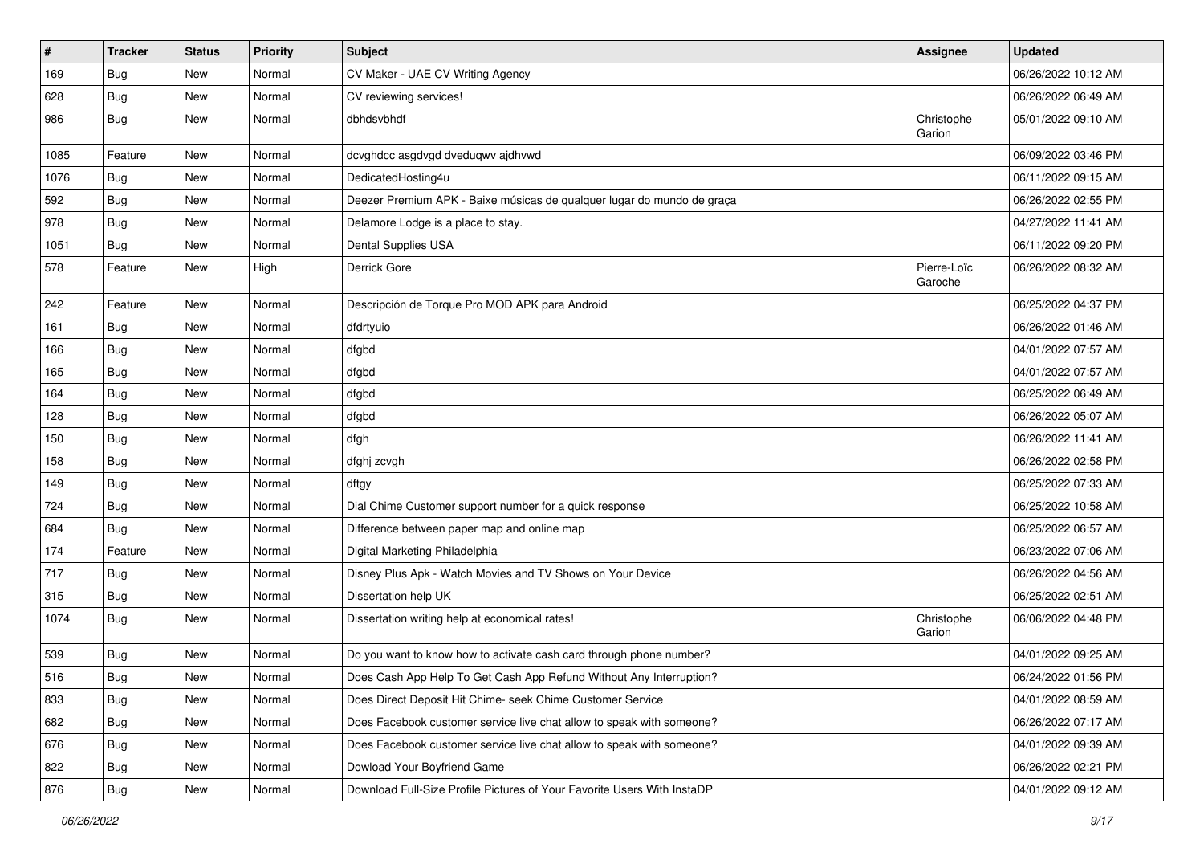| # | Tracker | Status | Priority | Subject | Assignee | Updated |
|---|---|---|---|---|---|---|
| 169 | Bug | New | Normal | CV Maker - UAE CV Writing Agency | | 06/26/2022 10:12 AM |
| 628 | Bug | New | Normal | CV reviewing services! | | 06/26/2022 06:49 AM |
| 986 | Bug | New | Normal | dbhdsvbhdf | Christophe Garion | 05/01/2022 09:10 AM |
| 1085 | Feature | New | Normal | dcvghdcc asgdvgd dveduqwv ajdhvwd | | 06/09/2022 03:46 PM |
| 1076 | Bug | New | Normal | DedicatedHosting4u | | 06/11/2022 09:15 AM |
| 592 | Bug | New | Normal | Deezer Premium APK - Baixe músicas de qualquer lugar do mundo de graça | | 06/26/2022 02:55 PM |
| 978 | Bug | New | Normal | Delamore Lodge is a place to stay. | | 04/27/2022 11:41 AM |
| 1051 | Bug | New | Normal | Dental Supplies USA | | 06/11/2022 09:20 PM |
| 578 | Feature | New | High | Derrick Gore | Pierre-Loïc Garoche | 06/26/2022 08:32 AM |
| 242 | Feature | New | Normal | Descripción de Torque Pro MOD APK para Android | | 06/25/2022 04:37 PM |
| 161 | Bug | New | Normal | dfdrtyuio | | 06/26/2022 01:46 AM |
| 166 | Bug | New | Normal | dfgbd | | 04/01/2022 07:57 AM |
| 165 | Bug | New | Normal | dfgbd | | 04/01/2022 07:57 AM |
| 164 | Bug | New | Normal | dfgbd | | 06/25/2022 06:49 AM |
| 128 | Bug | New | Normal | dfgbd | | 06/26/2022 05:07 AM |
| 150 | Bug | New | Normal | dfgh | | 06/26/2022 11:41 AM |
| 158 | Bug | New | Normal | dfghj zcvgh | | 06/26/2022 02:58 PM |
| 149 | Bug | New | Normal | dftgy | | 06/25/2022 07:33 AM |
| 724 | Bug | New | Normal | Dial Chime Customer support number for a quick response | | 06/25/2022 10:58 AM |
| 684 | Bug | New | Normal | Difference between paper map and online map | | 06/25/2022 06:57 AM |
| 174 | Feature | New | Normal | Digital Marketing Philadelphia | | 06/23/2022 07:06 AM |
| 717 | Bug | New | Normal | Disney Plus Apk - Watch Movies and TV Shows on Your Device | | 06/26/2022 04:56 AM |
| 315 | Bug | New | Normal | Dissertation help UK | | 06/25/2022 02:51 AM |
| 1074 | Bug | New | Normal | Dissertation writing help at economical rates! | Christophe Garion | 06/06/2022 04:48 PM |
| 539 | Bug | New | Normal | Do you want to know how to activate cash card through phone number? | | 04/01/2022 09:25 AM |
| 516 | Bug | New | Normal | Does Cash App Help To Get Cash App Refund Without Any Interruption? | | 06/24/2022 01:56 PM |
| 833 | Bug | New | Normal | Does Direct Deposit Hit Chime- seek Chime Customer Service | | 04/01/2022 08:59 AM |
| 682 | Bug | New | Normal | Does Facebook customer service live chat allow to speak with someone? | | 06/26/2022 07:17 AM |
| 676 | Bug | New | Normal | Does Facebook customer service live chat allow to speak with someone? | | 04/01/2022 09:39 AM |
| 822 | Bug | New | Normal | Dowload Your Boyfriend Game | | 06/26/2022 02:21 PM |
| 876 | Bug | New | Normal | Download Full-Size Profile Pictures of Your Favorite Users With InstaDP | | 04/01/2022 09:12 AM |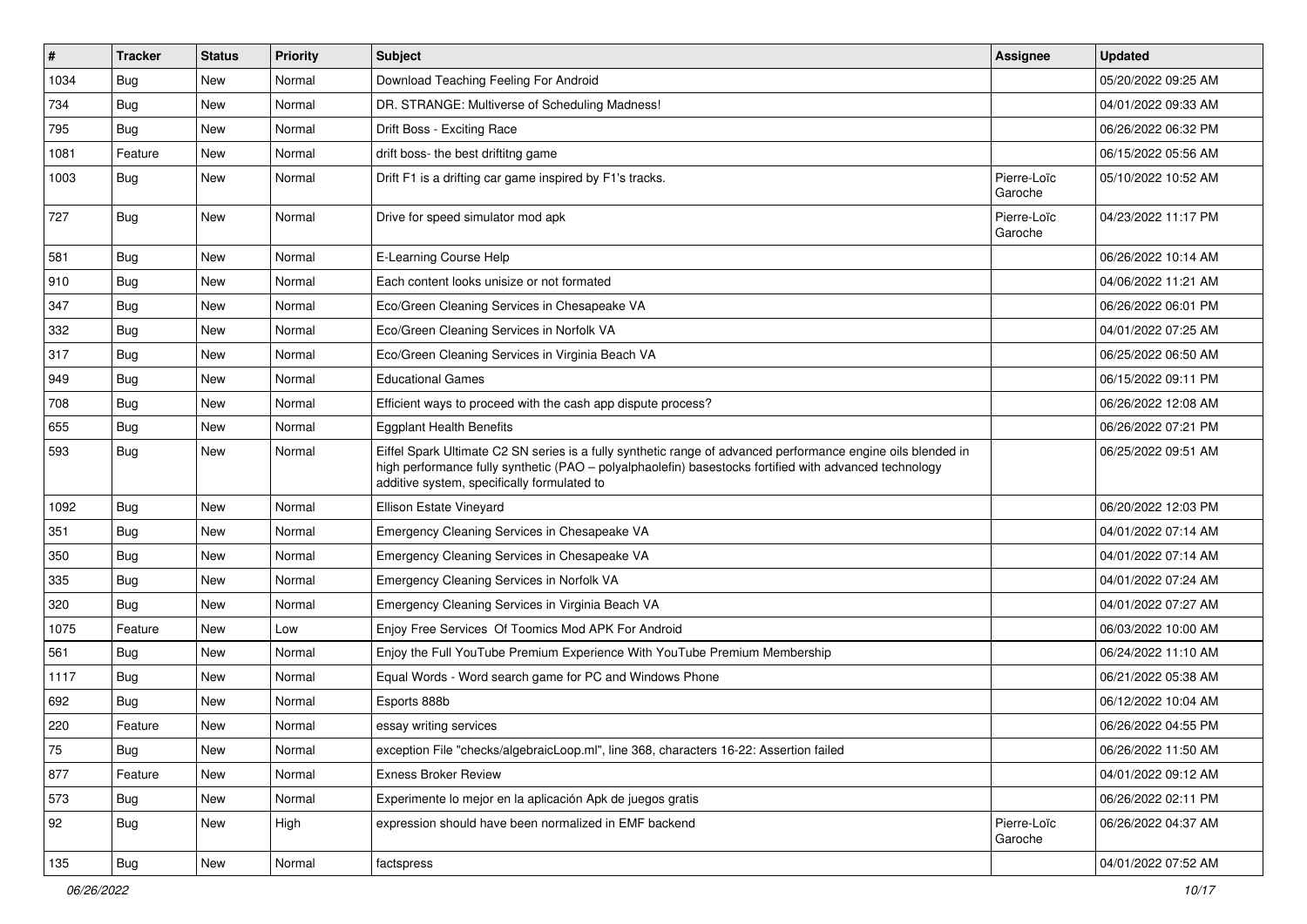| # | Tracker | Status | Priority | Subject | Assignee | Updated |
|---|---|---|---|---|---|---|
| 1034 | Bug | New | Normal | Download Teaching Feeling For Android | | 05/20/2022 09:25 AM |
| 734 | Bug | New | Normal | DR. STRANGE: Multiverse of Scheduling Madness! | | 04/01/2022 09:33 AM |
| 795 | Bug | New | Normal | Drift Boss - Exciting Race | | 06/26/2022 06:32 PM |
| 1081 | Feature | New | Normal | drift boss- the best driftitng game | | 06/15/2022 05:56 AM |
| 1003 | Bug | New | Normal | Drift F1 is a drifting car game inspired by F1's tracks. | Pierre-Loïc Garoche | 05/10/2022 10:52 AM |
| 727 | Bug | New | Normal | Drive for speed simulator mod apk | Pierre-Loïc Garoche | 04/23/2022 11:17 PM |
| 581 | Bug | New | Normal | E-Learning Course Help | | 06/26/2022 10:14 AM |
| 910 | Bug | New | Normal | Each content looks unisize or not formated | | 04/06/2022 11:21 AM |
| 347 | Bug | New | Normal | Eco/Green Cleaning Services in Chesapeake VA | | 06/26/2022 06:01 PM |
| 332 | Bug | New | Normal | Eco/Green Cleaning Services in Norfolk VA | | 04/01/2022 07:25 AM |
| 317 | Bug | New | Normal | Eco/Green Cleaning Services in Virginia Beach VA | | 06/25/2022 06:50 AM |
| 949 | Bug | New | Normal | Educational Games | | 06/15/2022 09:11 PM |
| 708 | Bug | New | Normal | Efficient ways to proceed with the cash app dispute process? | | 06/26/2022 12:08 AM |
| 655 | Bug | New | Normal | Eggplant Health Benefits | | 06/26/2022 07:21 PM |
| 593 | Bug | New | Normal | Eiffel Spark Ultimate C2 SN series is a fully synthetic range of advanced performance engine oils blended in high performance fully synthetic (PAO – polyalphaolefin) basestocks fortified with advanced technology additive system, specifically formulated to | | 06/25/2022 09:51 AM |
| 1092 | Bug | New | Normal | Ellison Estate Vineyard | | 06/20/2022 12:03 PM |
| 351 | Bug | New | Normal | Emergency Cleaning Services in Chesapeake VA | | 04/01/2022 07:14 AM |
| 350 | Bug | New | Normal | Emergency Cleaning Services in Chesapeake VA | | 04/01/2022 07:14 AM |
| 335 | Bug | New | Normal | Emergency Cleaning Services in Norfolk VA | | 04/01/2022 07:24 AM |
| 320 | Bug | New | Normal | Emergency Cleaning Services in Virginia Beach VA | | 04/01/2022 07:27 AM |
| 1075 | Feature | New | Low | Enjoy Free Services Of Toomics Mod APK For Android | | 06/03/2022 10:00 AM |
| 561 | Bug | New | Normal | Enjoy the Full YouTube Premium Experience With YouTube Premium Membership | | 06/24/2022 11:10 AM |
| 1117 | Bug | New | Normal | Equal Words - Word search game for PC and Windows Phone | | 06/21/2022 05:38 AM |
| 692 | Bug | New | Normal | Esports 888b | | 06/12/2022 10:04 AM |
| 220 | Feature | New | Normal | essay writing services | | 06/26/2022 04:55 PM |
| 75 | Bug | New | Normal | exception File "checks/algebraicLoop.ml", line 368, characters 16-22: Assertion failed | | 06/26/2022 11:50 AM |
| 877 | Feature | New | Normal | Exness Broker Review | | 04/01/2022 09:12 AM |
| 573 | Bug | New | Normal | Experimente lo mejor en la aplicación Apk de juegos gratis | | 06/26/2022 02:11 PM |
| 92 | Bug | New | High | expression should have been normalized in EMF backend | Pierre-Loïc Garoche | 06/26/2022 04:37 AM |
| 135 | Bug | New | Normal | factspress | | 04/01/2022 07:52 AM |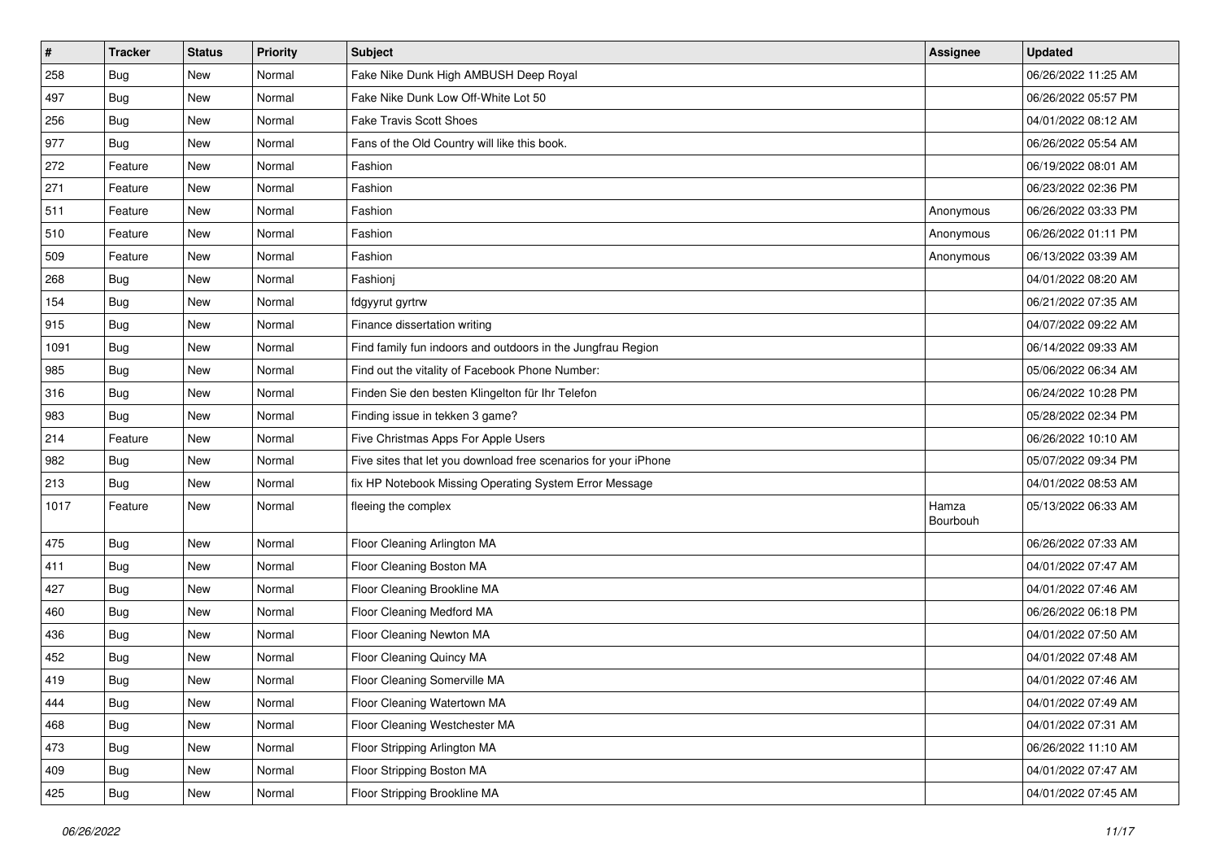| # | Tracker | Status | Priority | Subject | Assignee | Updated |
|---|---|---|---|---|---|---|
| 258 | Bug | New | Normal | Fake Nike Dunk High AMBUSH Deep Royal | | 06/26/2022 11:25 AM |
| 497 | Bug | New | Normal | Fake Nike Dunk Low Off-White Lot 50 | | 06/26/2022 05:57 PM |
| 256 | Bug | New | Normal | Fake Travis Scott Shoes | | 04/01/2022 08:12 AM |
| 977 | Bug | New | Normal | Fans of the Old Country will like this book. | | 06/26/2022 05:54 AM |
| 272 | Feature | New | Normal | Fashion | | 06/19/2022 08:01 AM |
| 271 | Feature | New | Normal | Fashion | | 06/23/2022 02:36 PM |
| 511 | Feature | New | Normal | Fashion | Anonymous | 06/26/2022 03:33 PM |
| 510 | Feature | New | Normal | Fashion | Anonymous | 06/26/2022 01:11 PM |
| 509 | Feature | New | Normal | Fashion | Anonymous | 06/13/2022 03:39 AM |
| 268 | Bug | New | Normal | Fashionj | | 04/01/2022 08:20 AM |
| 154 | Bug | New | Normal | fdgyyrut gyrtrw | | 06/21/2022 07:35 AM |
| 915 | Bug | New | Normal | Finance dissertation writing | | 04/07/2022 09:22 AM |
| 1091 | Bug | New | Normal | Find family fun indoors and outdoors in the Jungfrau Region | | 06/14/2022 09:33 AM |
| 985 | Bug | New | Normal | Find out the vitality of Facebook Phone Number: | | 05/06/2022 06:34 AM |
| 316 | Bug | New | Normal | Finden Sie den besten Klingelton für Ihr Telefon | | 06/24/2022 10:28 PM |
| 983 | Bug | New | Normal | Finding issue in tekken 3 game? | | 05/28/2022 02:34 PM |
| 214 | Feature | New | Normal | Five Christmas Apps For Apple Users | | 06/26/2022 10:10 AM |
| 982 | Bug | New | Normal | Five sites that let you download free scenarios for your iPhone | | 05/07/2022 09:34 PM |
| 213 | Bug | New | Normal | fix HP Notebook Missing Operating System Error Message | | 04/01/2022 08:53 AM |
| 1017 | Feature | New | Normal | fleeing the complex | Hamza Bourbouh | 05/13/2022 06:33 AM |
| 475 | Bug | New | Normal | Floor Cleaning Arlington MA | | 06/26/2022 07:33 AM |
| 411 | Bug | New | Normal | Floor Cleaning Boston MA | | 04/01/2022 07:47 AM |
| 427 | Bug | New | Normal | Floor Cleaning Brookline MA | | 04/01/2022 07:46 AM |
| 460 | Bug | New | Normal | Floor Cleaning Medford MA | | 06/26/2022 06:18 PM |
| 436 | Bug | New | Normal | Floor Cleaning Newton MA | | 04/01/2022 07:50 AM |
| 452 | Bug | New | Normal | Floor Cleaning Quincy MA | | 04/01/2022 07:48 AM |
| 419 | Bug | New | Normal | Floor Cleaning Somerville MA | | 04/01/2022 07:46 AM |
| 444 | Bug | New | Normal | Floor Cleaning Watertown MA | | 04/01/2022 07:49 AM |
| 468 | Bug | New | Normal | Floor Cleaning Westchester MA | | 04/01/2022 07:31 AM |
| 473 | Bug | New | Normal | Floor Stripping Arlington MA | | 06/26/2022 11:10 AM |
| 409 | Bug | New | Normal | Floor Stripping Boston MA | | 04/01/2022 07:47 AM |
| 425 | Bug | New | Normal | Floor Stripping Brookline MA | | 04/01/2022 07:45 AM |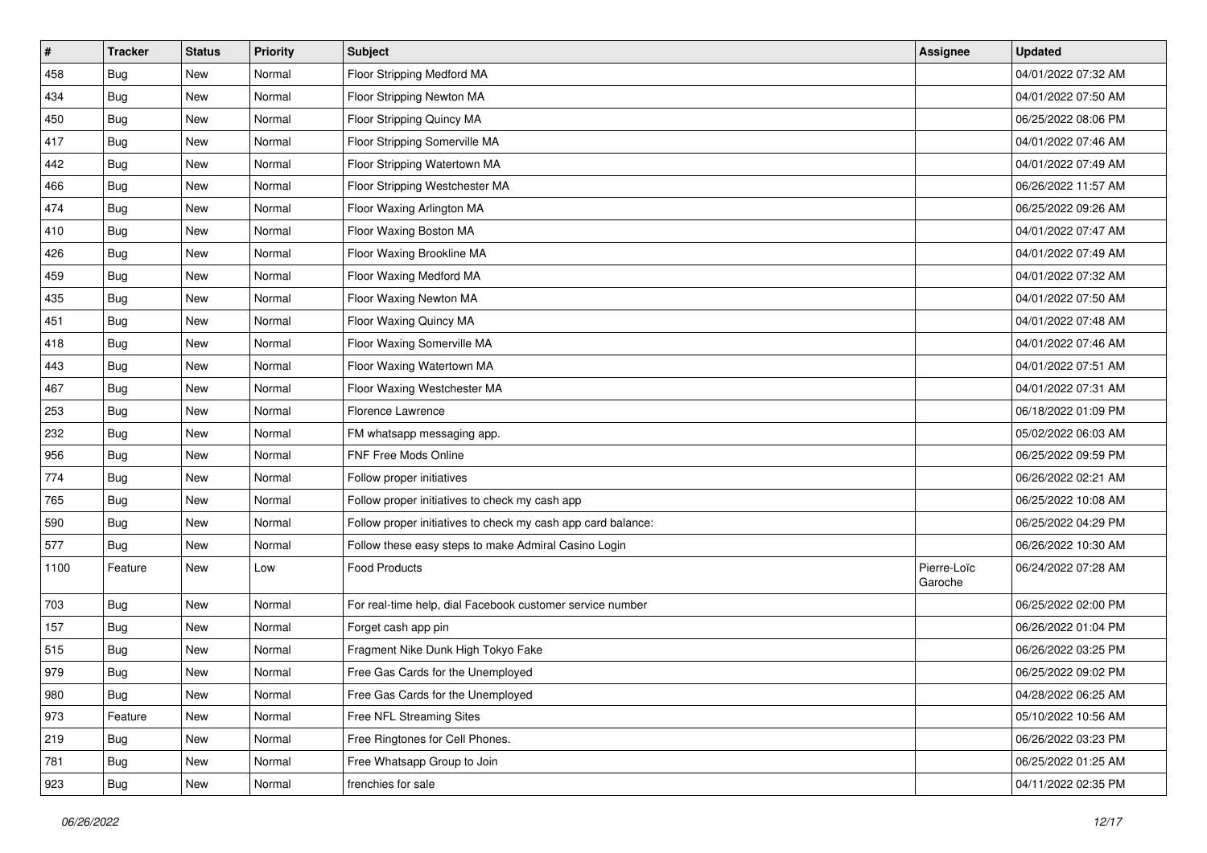| # | Tracker | Status | Priority | Subject | Assignee | Updated |
| --- | --- | --- | --- | --- | --- | --- |
| 458 | Bug | New | Normal | Floor Stripping Medford MA | | 04/01/2022 07:32 AM |
| 434 | Bug | New | Normal | Floor Stripping Newton MA | | 04/01/2022 07:50 AM |
| 450 | Bug | New | Normal | Floor Stripping Quincy MA | | 06/25/2022 08:06 PM |
| 417 | Bug | New | Normal | Floor Stripping Somerville MA | | 04/01/2022 07:46 AM |
| 442 | Bug | New | Normal | Floor Stripping Watertown MA | | 04/01/2022 07:49 AM |
| 466 | Bug | New | Normal | Floor Stripping Westchester MA | | 06/26/2022 11:57 AM |
| 474 | Bug | New | Normal | Floor Waxing Arlington MA | | 06/25/2022 09:26 AM |
| 410 | Bug | New | Normal | Floor Waxing Boston MA | | 04/01/2022 07:47 AM |
| 426 | Bug | New | Normal | Floor Waxing Brookline MA | | 04/01/2022 07:49 AM |
| 459 | Bug | New | Normal | Floor Waxing Medford MA | | 04/01/2022 07:32 AM |
| 435 | Bug | New | Normal | Floor Waxing Newton MA | | 04/01/2022 07:50 AM |
| 451 | Bug | New | Normal | Floor Waxing Quincy MA | | 04/01/2022 07:48 AM |
| 418 | Bug | New | Normal | Floor Waxing Somerville MA | | 04/01/2022 07:46 AM |
| 443 | Bug | New | Normal | Floor Waxing Watertown MA | | 04/01/2022 07:51 AM |
| 467 | Bug | New | Normal | Floor Waxing Westchester MA | | 04/01/2022 07:31 AM |
| 253 | Bug | New | Normal | Florence Lawrence | | 06/18/2022 01:09 PM |
| 232 | Bug | New | Normal | FM whatsapp messaging app. | | 05/02/2022 06:03 AM |
| 956 | Bug | New | Normal | FNF Free Mods Online | | 06/25/2022 09:59 PM |
| 774 | Bug | New | Normal | Follow proper initiatives | | 06/26/2022 02:21 AM |
| 765 | Bug | New | Normal | Follow proper initiatives to check my cash app | | 06/25/2022 10:08 AM |
| 590 | Bug | New | Normal | Follow proper initiatives to check my cash app card balance: | | 06/25/2022 04:29 PM |
| 577 | Bug | New | Normal | Follow these easy steps to make Admiral Casino Login | | 06/26/2022 10:30 AM |
| 1100 | Feature | New | Low | Food Products | Pierre-Loïc Garoche | 06/24/2022 07:28 AM |
| 703 | Bug | New | Normal | For real-time help, dial Facebook customer service number | | 06/25/2022 02:00 PM |
| 157 | Bug | New | Normal | Forget cash app pin | | 06/26/2022 01:04 PM |
| 515 | Bug | New | Normal | Fragment Nike Dunk High Tokyo Fake | | 06/26/2022 03:25 PM |
| 979 | Bug | New | Normal | Free Gas Cards for the Unemployed | | 06/25/2022 09:02 PM |
| 980 | Bug | New | Normal | Free Gas Cards for the Unemployed | | 04/28/2022 06:25 AM |
| 973 | Feature | New | Normal | Free NFL Streaming Sites | | 05/10/2022 10:56 AM |
| 219 | Bug | New | Normal | Free Ringtones for Cell Phones. | | 06/26/2022 03:23 PM |
| 781 | Bug | New | Normal | Free Whatsapp Group to Join | | 06/25/2022 01:25 AM |
| 923 | Bug | New | Normal | frenchies for sale | | 04/11/2022 02:35 PM |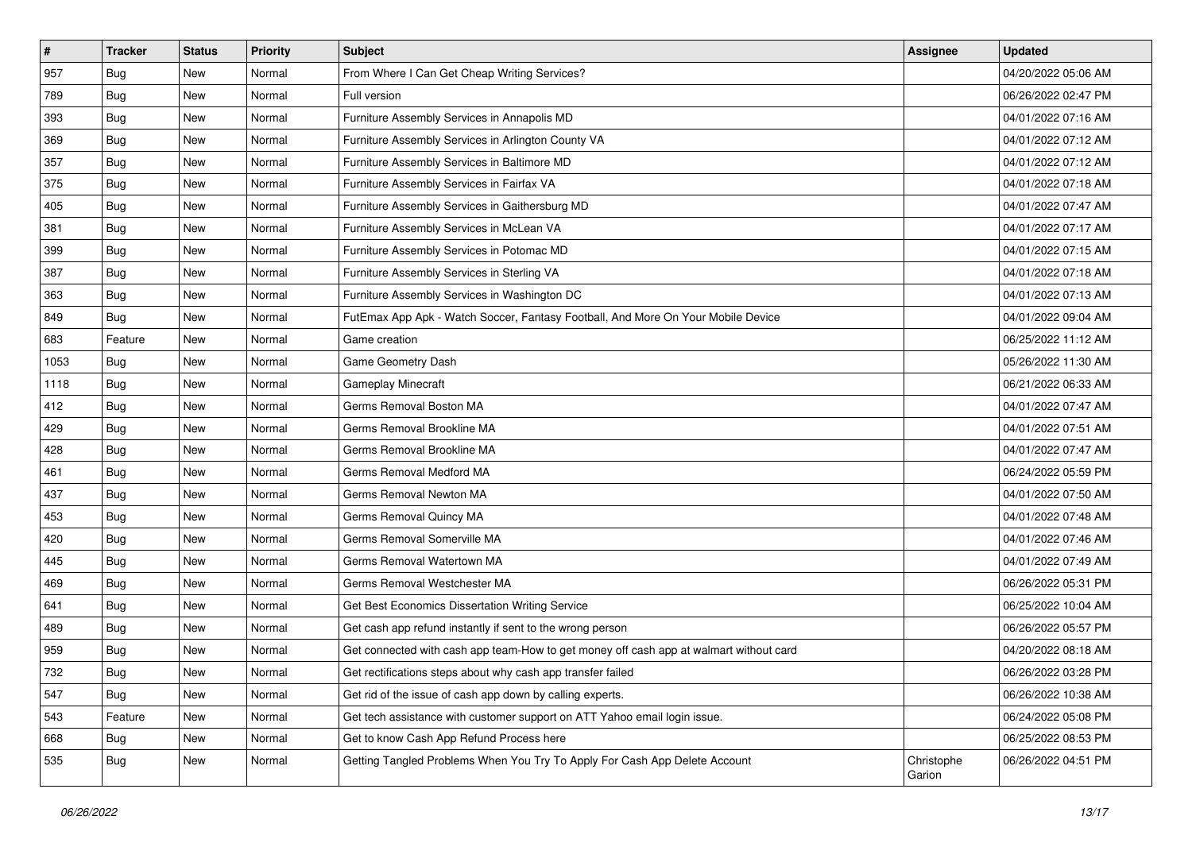| # | Tracker | Status | Priority | Subject | Assignee | Updated |
|---|---|---|---|---|---|---|
| 957 | Bug | New | Normal | From Where I Can Get Cheap Writing Services? | | 04/20/2022 05:06 AM |
| 789 | Bug | New | Normal | Full version | | 06/26/2022 02:47 PM |
| 393 | Bug | New | Normal | Furniture Assembly Services in Annapolis MD | | 04/01/2022 07:16 AM |
| 369 | Bug | New | Normal | Furniture Assembly Services in Arlington County VA | | 04/01/2022 07:12 AM |
| 357 | Bug | New | Normal | Furniture Assembly Services in Baltimore MD | | 04/01/2022 07:12 AM |
| 375 | Bug | New | Normal | Furniture Assembly Services in Fairfax VA | | 04/01/2022 07:18 AM |
| 405 | Bug | New | Normal | Furniture Assembly Services in Gaithersburg MD | | 04/01/2022 07:47 AM |
| 381 | Bug | New | Normal | Furniture Assembly Services in McLean VA | | 04/01/2022 07:17 AM |
| 399 | Bug | New | Normal | Furniture Assembly Services in Potomac MD | | 04/01/2022 07:15 AM |
| 387 | Bug | New | Normal | Furniture Assembly Services in Sterling VA | | 04/01/2022 07:18 AM |
| 363 | Bug | New | Normal | Furniture Assembly Services in Washington DC | | 04/01/2022 07:13 AM |
| 849 | Bug | New | Normal | FutEmax App Apk - Watch Soccer, Fantasy Football, And More On Your Mobile Device | | 04/01/2022 09:04 AM |
| 683 | Feature | New | Normal | Game creation | | 06/25/2022 11:12 AM |
| 1053 | Bug | New | Normal | Game Geometry Dash | | 05/26/2022 11:30 AM |
| 1118 | Bug | New | Normal | Gameplay Minecraft | | 06/21/2022 06:33 AM |
| 412 | Bug | New | Normal | Germs Removal Boston MA | | 04/01/2022 07:47 AM |
| 429 | Bug | New | Normal | Germs Removal Brookline MA | | 04/01/2022 07:51 AM |
| 428 | Bug | New | Normal | Germs Removal Brookline MA | | 04/01/2022 07:47 AM |
| 461 | Bug | New | Normal | Germs Removal Medford MA | | 06/24/2022 05:59 PM |
| 437 | Bug | New | Normal | Germs Removal Newton MA | | 04/01/2022 07:50 AM |
| 453 | Bug | New | Normal | Germs Removal Quincy MA | | 04/01/2022 07:48 AM |
| 420 | Bug | New | Normal | Germs Removal Somerville MA | | 04/01/2022 07:46 AM |
| 445 | Bug | New | Normal | Germs Removal Watertown MA | | 04/01/2022 07:49 AM |
| 469 | Bug | New | Normal | Germs Removal Westchester MA | | 06/26/2022 05:31 PM |
| 641 | Bug | New | Normal | Get Best Economics Dissertation Writing Service | | 06/25/2022 10:04 AM |
| 489 | Bug | New | Normal | Get cash app refund instantly if sent to the wrong person | | 06/26/2022 05:57 PM |
| 959 | Bug | New | Normal | Get connected with cash app team-How to get money off cash app at walmart without card | | 04/20/2022 08:18 AM |
| 732 | Bug | New | Normal | Get rectifications steps about why cash app transfer failed | | 06/26/2022 03:28 PM |
| 547 | Bug | New | Normal | Get rid of the issue of cash app down by calling experts. | | 06/26/2022 10:38 AM |
| 543 | Feature | New | Normal | Get tech assistance with customer support on ATT Yahoo email login issue. | | 06/24/2022 05:08 PM |
| 668 | Bug | New | Normal | Get to know Cash App Refund Process here | | 06/25/2022 08:53 PM |
| 535 | Bug | New | Normal | Getting Tangled Problems When You Try To Apply For Cash App Delete Account | Christophe Garion | 06/26/2022 04:51 PM |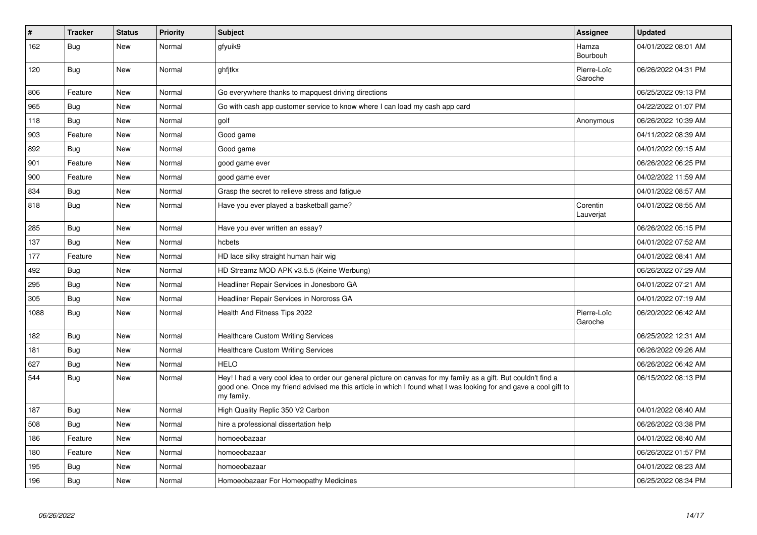| # | Tracker | Status | Priority | Subject | Assignee | Updated |
|---|---|---|---|---|---|---|
| 162 | Bug | New | Normal | gfyuik9 | Hamza Bourbouh | 04/01/2022 08:01 AM |
| 120 | Bug | New | Normal | ghfjtkx | Pierre-Loïc Garoche | 06/26/2022 04:31 PM |
| 806 | Feature | New | Normal | Go everywhere thanks to mapquest driving directions | | 06/25/2022 09:13 PM |
| 965 | Bug | New | Normal | Go with cash app customer service to know where I can load my cash app card | | 04/22/2022 01:07 PM |
| 118 | Bug | New | Normal | golf | Anonymous | 06/26/2022 10:39 AM |
| 903 | Feature | New | Normal | Good game | | 04/11/2022 08:39 AM |
| 892 | Bug | New | Normal | Good game | | 04/01/2022 09:15 AM |
| 901 | Feature | New | Normal | good game ever | | 06/26/2022 06:25 PM |
| 900 | Feature | New | Normal | good game ever | | 04/02/2022 11:59 AM |
| 834 | Bug | New | Normal | Grasp the secret to relieve stress and fatigue | | 04/01/2022 08:57 AM |
| 818 | Bug | New | Normal | Have you ever played a basketball game? | Corentin Lauverjat | 04/01/2022 08:55 AM |
| 285 | Bug | New | Normal | Have you ever written an essay? | | 06/26/2022 05:15 PM |
| 137 | Bug | New | Normal | hcbets | | 04/01/2022 07:52 AM |
| 177 | Feature | New | Normal | HD lace silky straight human hair wig | | 04/01/2022 08:41 AM |
| 492 | Bug | New | Normal | HD Streamz MOD APK v3.5.5 (Keine Werbung) | | 06/26/2022 07:29 AM |
| 295 | Bug | New | Normal | Headliner Repair Services in Jonesboro GA | | 04/01/2022 07:21 AM |
| 305 | Bug | New | Normal | Headliner Repair Services in Norcross GA | | 04/01/2022 07:19 AM |
| 1088 | Bug | New | Normal | Health And Fitness Tips 2022 | Pierre-Loïc Garoche | 06/20/2022 06:42 AM |
| 182 | Bug | New | Normal | Healthcare Custom Writing Services | | 06/25/2022 12:31 AM |
| 181 | Bug | New | Normal | Healthcare Custom Writing Services | | 06/26/2022 09:26 AM |
| 627 | Bug | New | Normal | HELO | | 06/26/2022 06:42 AM |
| 544 | Bug | New | Normal | Hey! I had a very cool idea to order our general picture on canvas for my family as a gift. But couldn't find a good one. Once my friend advised me this article in which I found what I was looking for and gave a cool gift to my family. | | 06/15/2022 08:13 PM |
| 187 | Bug | New | Normal | High Quality Replic 350 V2 Carbon | | 04/01/2022 08:40 AM |
| 508 | Bug | New | Normal | hire a professional dissertation help | | 06/26/2022 03:38 PM |
| 186 | Feature | New | Normal | homoeobazaar | | 04/01/2022 08:40 AM |
| 180 | Feature | New | Normal | homoeobazaar | | 06/26/2022 01:57 PM |
| 195 | Bug | New | Normal | homoeobazaar | | 04/01/2022 08:23 AM |
| 196 | Bug | New | Normal | Homoeobazaar For Homeopathy Medicines | | 06/25/2022 08:34 PM |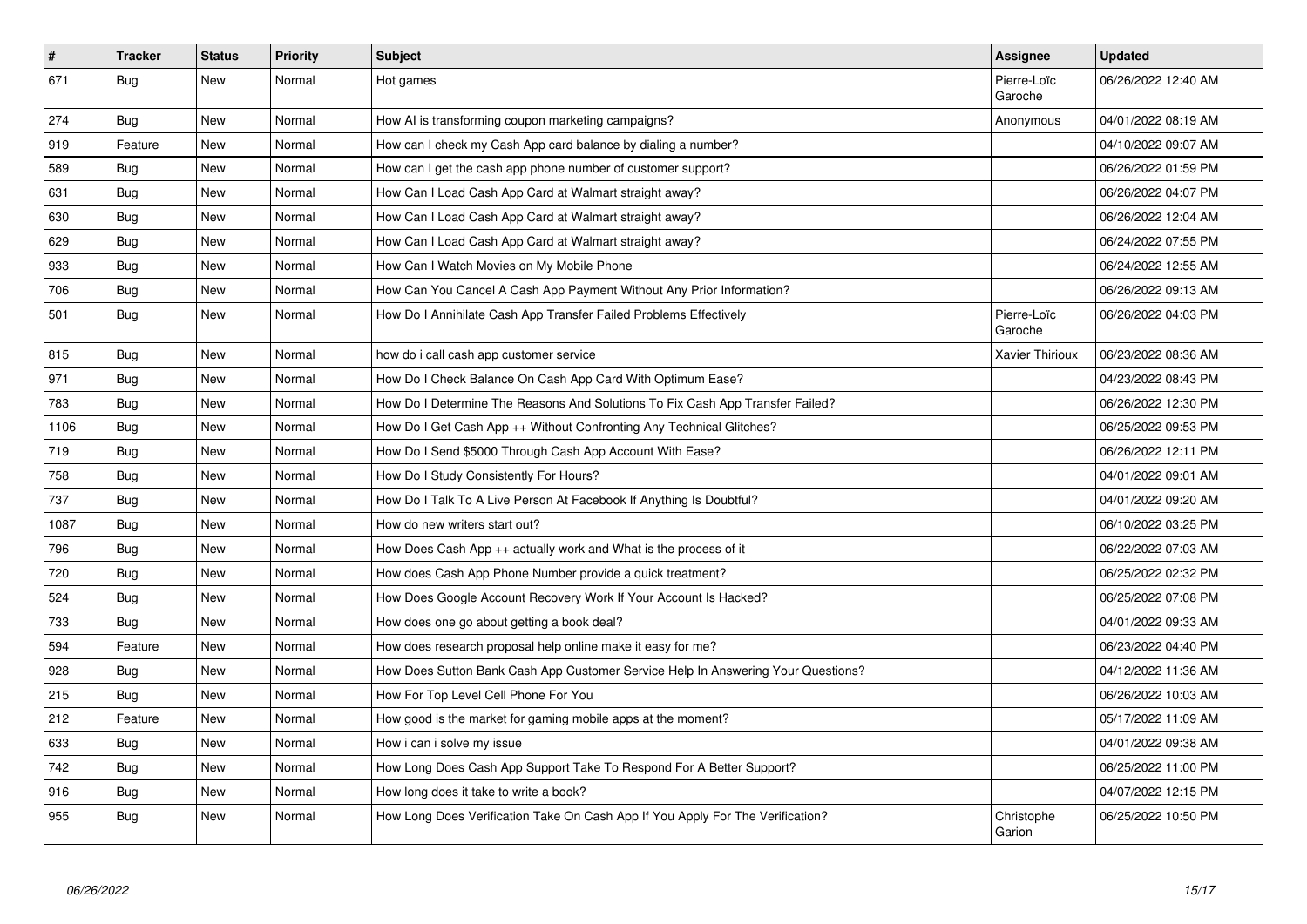| # | Tracker | Status | Priority | Subject | Assignee | Updated |
|---|---|---|---|---|---|---|
| 671 | Bug | New | Normal | Hot games | Pierre-Loïc Garoche | 06/26/2022 12:40 AM |
| 274 | Bug | New | Normal | How AI is transforming coupon marketing campaigns? | Anonymous | 04/01/2022 08:19 AM |
| 919 | Feature | New | Normal | How can I check my Cash App card balance by dialing a number? | | 04/10/2022 09:07 AM |
| 589 | Bug | New | Normal | How can I get the cash app phone number of customer support? | | 06/26/2022 01:59 PM |
| 631 | Bug | New | Normal | How Can I Load Cash App Card at Walmart straight away? | | 06/26/2022 04:07 PM |
| 630 | Bug | New | Normal | How Can I Load Cash App Card at Walmart straight away? | | 06/26/2022 12:04 AM |
| 629 | Bug | New | Normal | How Can I Load Cash App Card at Walmart straight away? | | 06/24/2022 07:55 PM |
| 933 | Bug | New | Normal | How Can I Watch Movies on My Mobile Phone | | 06/24/2022 12:55 AM |
| 706 | Bug | New | Normal | How Can You Cancel A Cash App Payment Without Any Prior Information? | | 06/26/2022 09:13 AM |
| 501 | Bug | New | Normal | How Do I Annihilate Cash App Transfer Failed Problems Effectively | Pierre-Loïc Garoche | 06/26/2022 04:03 PM |
| 815 | Bug | New | Normal | how do i call cash app customer service | Xavier Thirioux | 06/23/2022 08:36 AM |
| 971 | Bug | New | Normal | How Do I Check Balance On Cash App Card With Optimum Ease? | | 04/23/2022 08:43 PM |
| 783 | Bug | New | Normal | How Do I Determine The Reasons And Solutions To Fix Cash App Transfer Failed? | | 06/26/2022 12:30 PM |
| 1106 | Bug | New | Normal | How Do I Get Cash App ++ Without Confronting Any Technical Glitches? | | 06/25/2022 09:53 PM |
| 719 | Bug | New | Normal | How Do I Send $5000 Through Cash App Account With Ease? | | 06/26/2022 12:11 PM |
| 758 | Bug | New | Normal | How Do I Study Consistently For Hours? | | 04/01/2022 09:01 AM |
| 737 | Bug | New | Normal | How Do I Talk To A Live Person At Facebook If Anything Is Doubtful? | | 04/01/2022 09:20 AM |
| 1087 | Bug | New | Normal | How do new writers start out? | | 06/10/2022 03:25 PM |
| 796 | Bug | New | Normal | How Does Cash App ++ actually work and What is the process of it | | 06/22/2022 07:03 AM |
| 720 | Bug | New | Normal | How does Cash App Phone Number provide a quick treatment? | | 06/25/2022 02:32 PM |
| 524 | Bug | New | Normal | How Does Google Account Recovery Work If Your Account Is Hacked? | | 06/25/2022 07:08 PM |
| 733 | Bug | New | Normal | How does one go about getting a book deal? | | 04/01/2022 09:33 AM |
| 594 | Feature | New | Normal | How does research proposal help online make it easy for me? | | 06/23/2022 04:40 PM |
| 928 | Bug | New | Normal | How Does Sutton Bank Cash App Customer Service Help In Answering Your Questions? | | 04/12/2022 11:36 AM |
| 215 | Bug | New | Normal | How For Top Level Cell Phone For You | | 06/26/2022 10:03 AM |
| 212 | Feature | New | Normal | How good is the market for gaming mobile apps at the moment? | | 05/17/2022 11:09 AM |
| 633 | Bug | New | Normal | How i can i solve my issue | | 04/01/2022 09:38 AM |
| 742 | Bug | New | Normal | How Long Does Cash App Support Take To Respond For A Better Support? | | 06/25/2022 11:00 PM |
| 916 | Bug | New | Normal | How long does it take to write a book? | | 04/07/2022 12:15 PM |
| 955 | Bug | New | Normal | How Long Does Verification Take On Cash App If You Apply For The Verification? | Christophe Garion | 06/25/2022 10:50 PM |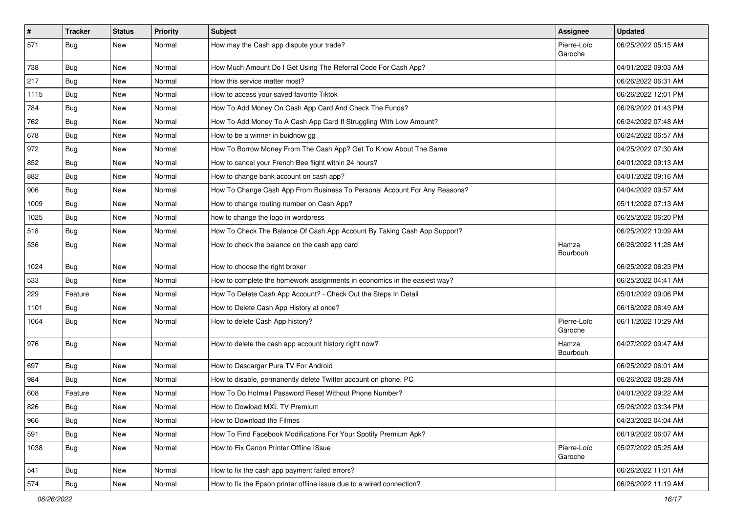| # | Tracker | Status | Priority | Subject | Assignee | Updated |
|---|---|---|---|---|---|---|
| 571 | Bug | New | Normal | How may the Cash app dispute your trade? | Pierre-Loïc Garoche | 06/25/2022 05:15 AM |
| 738 | Bug | New | Normal | How Much Amount Do I Get Using The Referral Code For Cash App? | | 04/01/2022 09:03 AM |
| 217 | Bug | New | Normal | How this service matter most? | | 06/26/2022 06:31 AM |
| 1115 | Bug | New | Normal | How to access your saved favorite Tiktok | | 06/26/2022 12:01 PM |
| 784 | Bug | New | Normal | How To Add Money On Cash App Card And Check The Funds? | | 06/26/2022 01:43 PM |
| 762 | Bug | New | Normal | How To Add Money To A Cash App Card If Struggling With Low Amount? | | 06/24/2022 07:48 AM |
| 678 | Bug | New | Normal | How to be a winner in buidnow gg | | 06/24/2022 06:57 AM |
| 972 | Bug | New | Normal | How To Borrow Money From The Cash App? Get To Know About The Same | | 04/25/2022 07:30 AM |
| 852 | Bug | New | Normal | How to cancel your French Bee flight within 24 hours? | | 04/01/2022 09:13 AM |
| 882 | Bug | New | Normal | How to change bank account on cash app? | | 04/01/2022 09:16 AM |
| 906 | Bug | New | Normal | How To Change Cash App From Business To Personal Account For Any Reasons? | | 04/04/2022 09:57 AM |
| 1009 | Bug | New | Normal | How to change routing number on Cash App? | | 05/11/2022 07:13 AM |
| 1025 | Bug | New | Normal | how to change the logo in wordpress | | 06/25/2022 06:20 PM |
| 518 | Bug | New | Normal | How To Check The Balance Of Cash App Account By Taking Cash App Support? | | 06/25/2022 10:09 AM |
| 536 | Bug | New | Normal | How to check the balance on the cash app card | Hamza Bourbouh | 06/26/2022 11:28 AM |
| 1024 | Bug | New | Normal | How to choose the right broker | | 06/25/2022 06:23 PM |
| 533 | Bug | New | Normal | How to complete the homework assignments in economics in the easiest way? | | 06/25/2022 04:41 AM |
| 229 | Feature | New | Normal | How To Delete Cash App Account? - Check Out the Steps In Detail | | 05/01/2022 09:06 PM |
| 1101 | Bug | New | Normal | How to Delete Cash App History at once? | | 06/16/2022 06:49 AM |
| 1064 | Bug | New | Normal | How to delete Cash App history? | Pierre-Loïc Garoche | 06/11/2022 10:29 AM |
| 976 | Bug | New | Normal | How to delete the cash app account history right now? | Hamza Bourbouh | 04/27/2022 09:47 AM |
| 697 | Bug | New | Normal | How to Descargar Pura TV For Android | | 06/25/2022 06:01 AM |
| 984 | Bug | New | Normal | How to disable, permanently delete Twitter account on phone, PC | | 06/26/2022 08:28 AM |
| 608 | Feature | New | Normal | How To Do Hotmail Password Reset Without Phone Number? | | 04/01/2022 09:22 AM |
| 826 | Bug | New | Normal | How to Dowload MXL TV Premium | | 05/26/2022 03:34 PM |
| 966 | Bug | New | Normal | How to Download the Filmes | | 04/23/2022 04:04 AM |
| 591 | Bug | New | Normal | How To Find Facebook Modifications For Your Spotify Premium Apk? | | 06/19/2022 06:07 AM |
| 1038 | Bug | New | Normal | How to Fix Canon Printer Offline ISsue | Pierre-Loïc Garoche | 05/27/2022 05:25 AM |
| 541 | Bug | New | Normal | How to fix the cash app payment failed errors? | | 06/26/2022 11:01 AM |
| 574 | Bug | New | Normal | How to fix the Epson printer offline issue due to a wired connection? | | 06/26/2022 11:19 AM |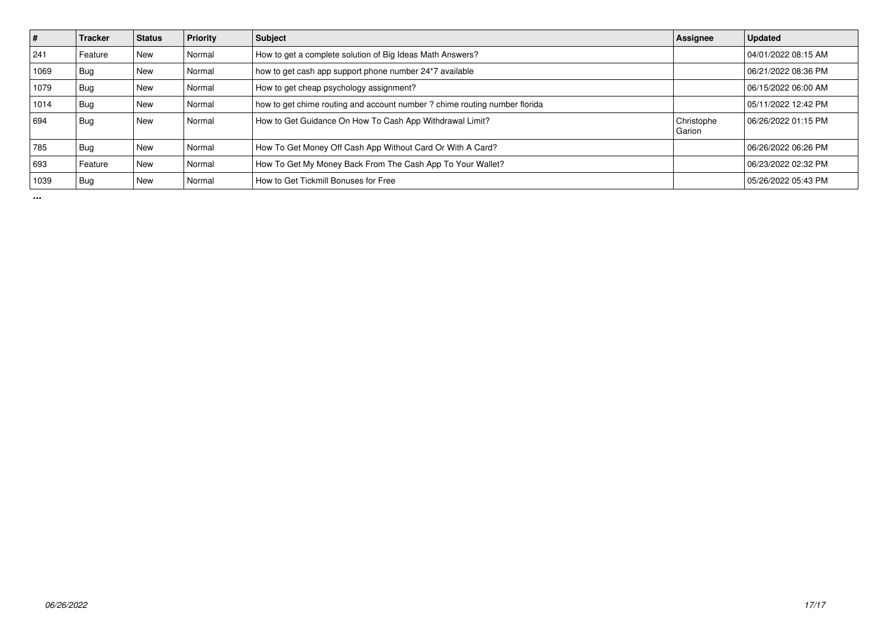| # | Tracker | Status | Priority | Subject | Assignee | Updated |
|---|---|---|---|---|---|---|
| 241 | Feature | New | Normal | How to get a complete solution of Big Ideas Math Answers? | | 04/01/2022 08:15 AM |
| 1069 | Bug | New | Normal | how to get cash app support phone number 24*7 available | | 06/21/2022 08:36 PM |
| 1079 | Bug | New | Normal | How to get cheap psychology assignment? | | 06/15/2022 06:00 AM |
| 1014 | Bug | New | Normal | how to get chime routing and account number ? chime routing number florida | | 05/11/2022 12:42 PM |
| 694 | Bug | New | Normal | How to Get Guidance On How To Cash App Withdrawal Limit? | Christophe Garion | 06/26/2022 01:15 PM |
| 785 | Bug | New | Normal | How To Get Money Off Cash App Without Card Or With A Card? | | 06/26/2022 06:26 PM |
| 693 | Feature | New | Normal | How To Get My Money Back From The Cash App To Your Wallet? | | 06/23/2022 02:32 PM |
| 1039 | Bug | New | Normal | How to Get Tickmill Bonuses for Free | | 05/26/2022 05:43 PM |

...